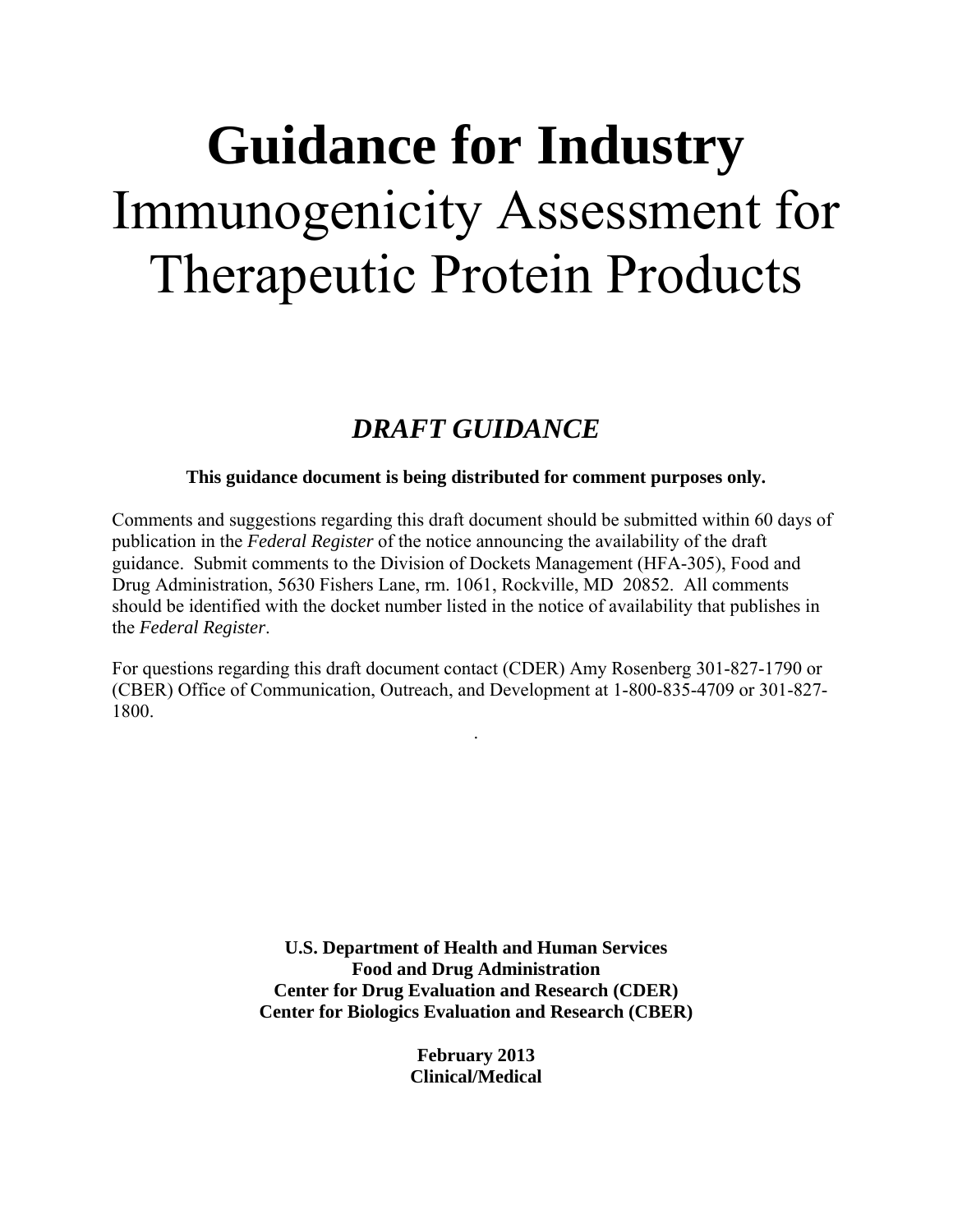# Guidance for Industry

# Immunogenicity Assessment for Therapeutic Protein Products

## *DRAFT GUIDANCE*

**This guidance document is being distributed for comment purposes only.**

Comments and suggestions regarding this draft document should be submitted within 60 days of publication in the *Federal Register* of the notice announcing the availability of the draft guidance. Submit comments to the Division of Dockets Management (HFA-305), Food and Drug Administration, 5630 Fishers Lane, rm. 1061, Rockville, MD 20852. All comments should be identified with the docket number listed in the notice of availability that publishes in the *Federal Register*.

For questions regarding this draft document contact (CDER) Amy Rosenberg 301-827-1790 or (CBER) Office of Communication, Outreach, and Development at 1-800-835-4709 or 301-827-1800.

**U.S. Department of Health and Human Services**
**Food and Drug Administration**
**Center for Drug Evaluation and Research (CDER)**
**Center for Biologics Evaluation and Research (CBER)**

**February 2013**
**Clinical/Medical**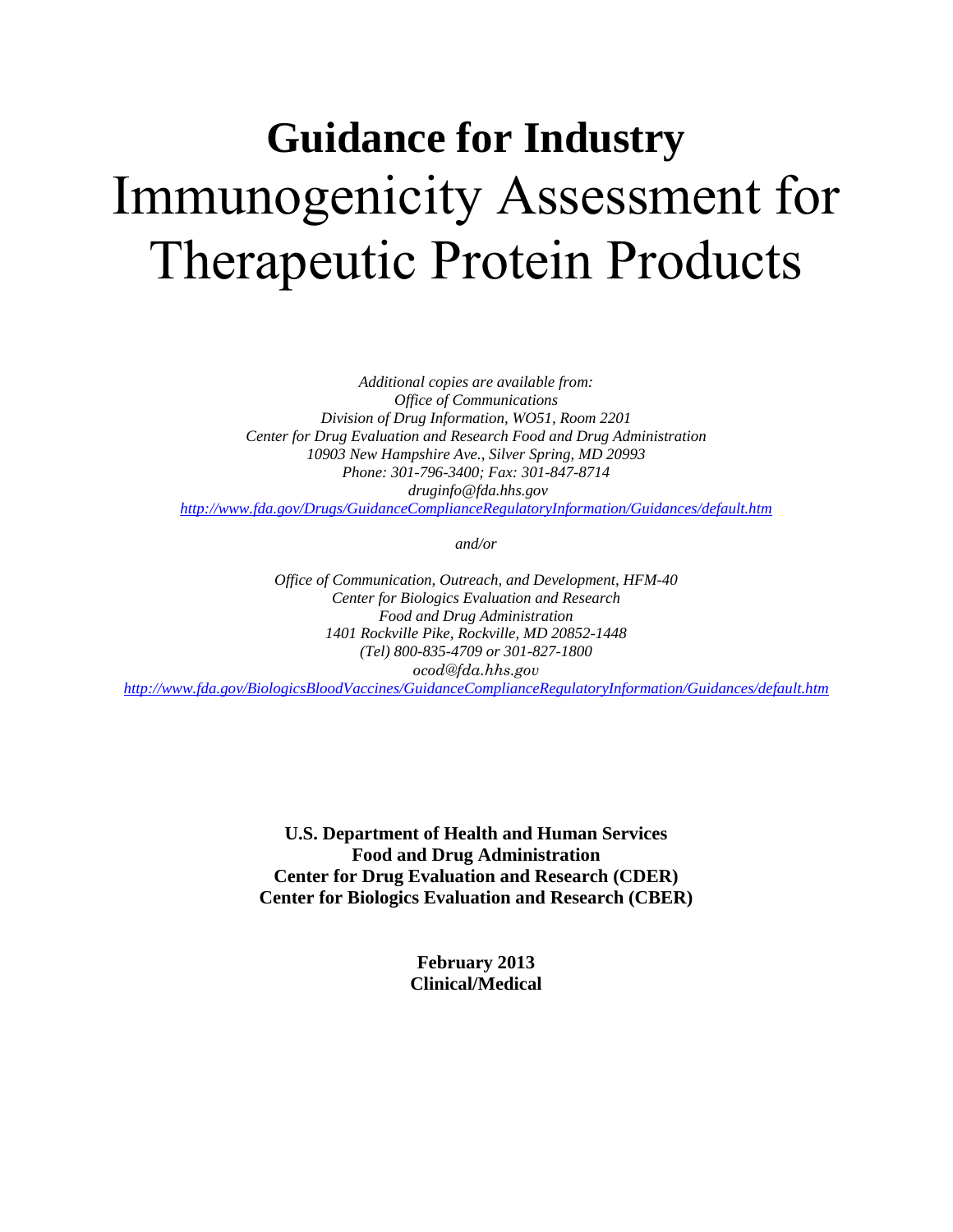# Guidance for Industry

# Immunogenicity Assessment for Therapeutic Protein Products

*Additional copies are available from:*
*Office of Communications*
*Division of Drug Information, WO51, Room 2201*
*Center for Drug Evaluation and Research Food and Drug Administration*
*10903 New Hampshire Ave., Silver Spring, MD 20993*
*Phone: 301-796-3400; Fax: 301-847-8714*
*druginfo@fda.hhs.gov*
*http://www.fda.gov/Drugs/GuidanceComplianceRegulatoryInformation/Guidances/default.htm*

*and/or*

*Office of Communication, Outreach, and Development, HFM-40*
*Center for Biologics Evaluation and Research*
*Food and Drug Administration*
*1401 Rockville Pike, Rockville, MD 20852-1448*
*(Tel) 800-835-4709 or 301-827-1800*
*ocod@fda.hhs.gov*
*http://www.fda.gov/BiologicsBloodVaccines/GuidanceComplianceRegulatoryInformation/Guidances/default.htm*

**U.S. Department of Health and Human Services**
**Food and Drug Administration**
**Center for Drug Evaluation and Research (CDER)**
**Center for Biologics Evaluation and Research (CBER)**

**February 2013**
**Clinical/Medical**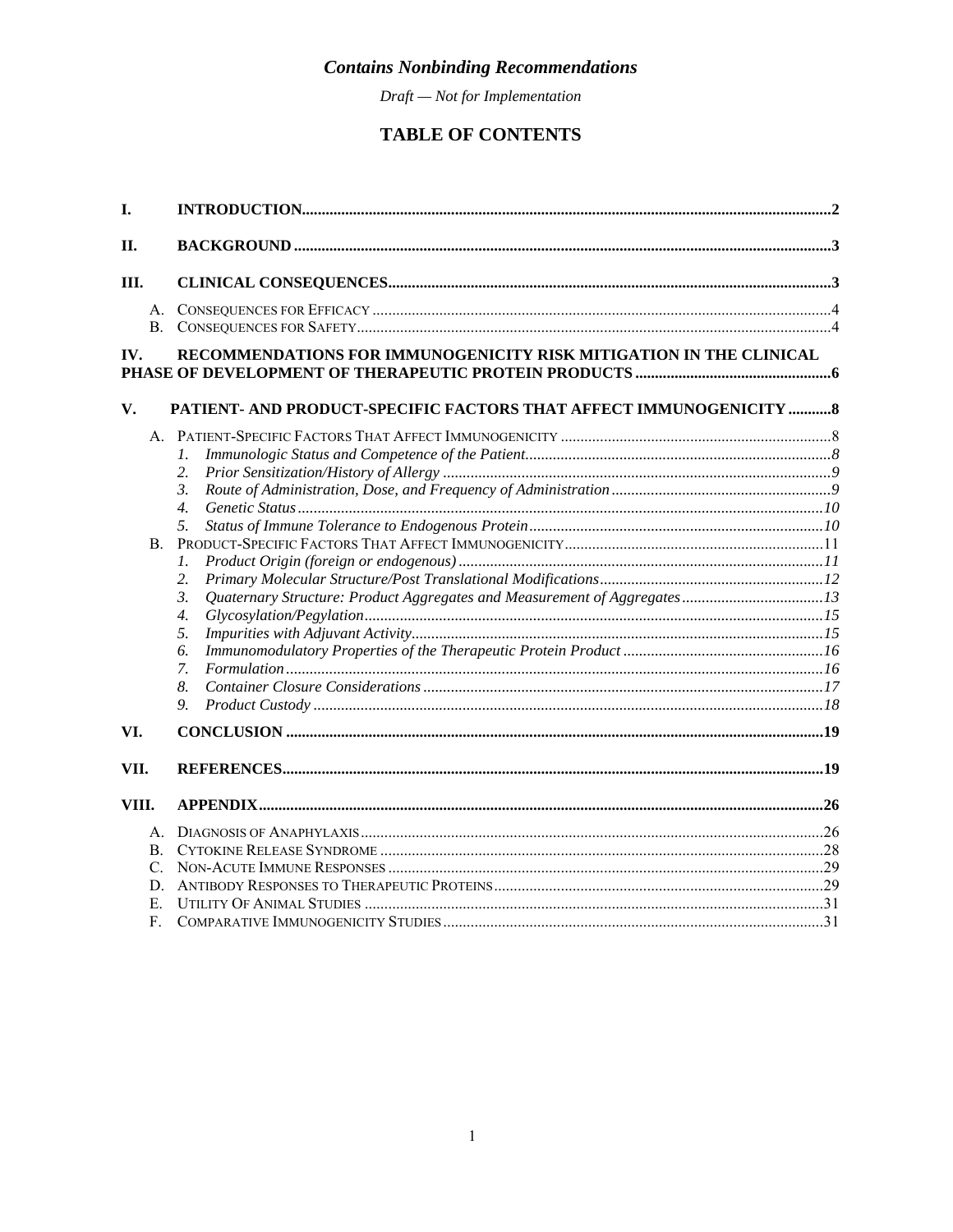*Contains Nonbinding Recommendations*

*Draft — Not for Implementation*

# TABLE OF CONTENTS

**I. INTRODUCTION** ..... 2

**II. BACKGROUND** ..... 3

**III. CLINICAL CONSEQUENCES** ..... 3

- A. CONSEQUENCES FOR EFFICACY ..... 4
- B. CONSEQUENCES FOR SAFETY ..... 4

**IV. RECOMMENDATIONS FOR IMMUNOGENICITY RISK MITIGATION IN THE CLINICAL PHASE OF DEVELOPMENT OF THERAPEUTIC PROTEIN PRODUCTS** ..... 6

**V. PATIENT- AND PRODUCT-SPECIFIC FACTORS THAT AFFECT IMMUNOGENICITY** ..... 8

- A. PATIENT-SPECIFIC FACTORS THAT AFFECT IMMUNOGENICITY ..... 8
  1. *Immunologic Status and Competence of the Patient* ..... 8
  2. *Prior Sensitization/History of Allergy* ..... 9
  3. *Route of Administration, Dose, and Frequency of Administration* ..... 9
  4. *Genetic Status* ..... 10
  5. *Status of Immune Tolerance to Endogenous Protein* ..... 10
- B. PRODUCT-SPECIFIC FACTORS THAT AFFECT IMMUNOGENICITY ..... 11
  1. *Product Origin (foreign or endogenous)* ..... 11
  2. *Primary Molecular Structure/Post Translational Modifications* ..... 12
  3. *Quaternary Structure: Product Aggregates and Measurement of Aggregates* ..... 13
  4. *Glycosylation/Pegylation* ..... 15
  5. *Impurities with Adjuvant Activity* ..... 15
  6. *Immunomodulatory Properties of the Therapeutic Protein Product* ..... 16
  7. *Formulation* ..... 16
  8. *Container Closure Considerations* ..... 17
  9. *Product Custody* ..... 18

**VI. CONCLUSION** ..... 19

**VII. REFERENCES** ..... 19

**VIII. APPENDIX** ..... 26

- A. DIAGNOSIS OF ANAPHYLAXIS ..... 26
- B. CYTOKINE RELEASE SYNDROME ..... 28
- C. NON-ACUTE IMMUNE RESPONSES ..... 29
- D. ANTIBODY RESPONSES TO THERAPEUTIC PROTEINS ..... 29
- E. UTILITY OF ANIMAL STUDIES ..... 31
- F. COMPARATIVE IMMUNOGENICITY STUDIES ..... 31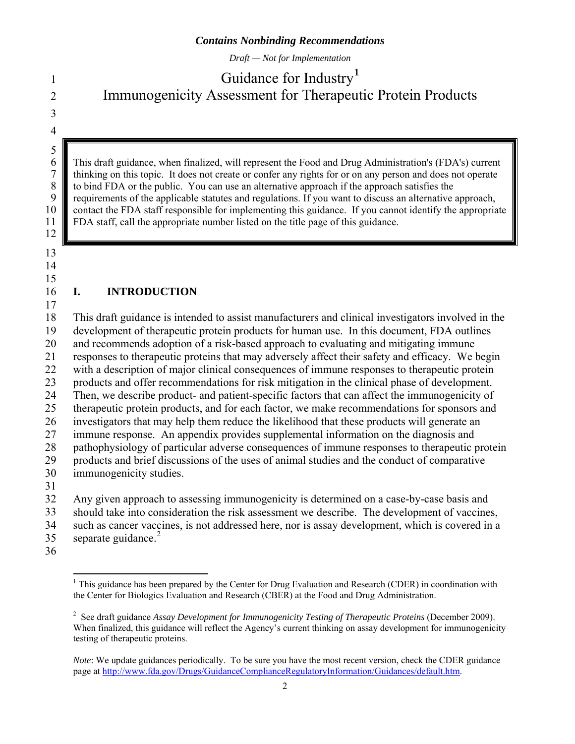*Contains Nonbinding Recommendations*

*Draft — Not for Implementation*

# Guidance for Industry[1]
# Immunogenicity Assessment for Therapeutic Protein Products

This draft guidance, when finalized, will represent the Food and Drug Administration's (FDA's) current thinking on this topic. It does not create or confer any rights for or on any person and does not operate to bind FDA or the public. You can use an alternative approach if the approach satisfies the requirements of the applicable statutes and regulations. If you want to discuss an alternative approach, contact the FDA staff responsible for implementing this guidance. If you cannot identify the appropriate FDA staff, call the appropriate number listed on the title page of this guidance.

## I. INTRODUCTION

This draft guidance is intended to assist manufacturers and clinical investigators involved in the development of therapeutic protein products for human use. In this document, FDA outlines and recommends adoption of a risk-based approach to evaluating and mitigating immune responses to therapeutic proteins that may adversely affect their safety and efficacy. We begin with a description of major clinical consequences of immune responses to therapeutic protein products and offer recommendations for risk mitigation in the clinical phase of development. Then, we describe product- and patient-specific factors that can affect the immunogenicity of therapeutic protein products, and for each factor, we make recommendations for sponsors and investigators that may help them reduce the likelihood that these products will generate an immune response. An appendix provides supplemental information on the diagnosis and pathophysiology of particular adverse consequences of immune responses to therapeutic protein products and brief discussions of the uses of animal studies and the conduct of comparative immunogenicity studies.

Any given approach to assessing immunogenicity is determined on a case-by-case basis and should take into consideration the risk assessment we describe. The development of vaccines, such as cancer vaccines, is not addressed here, nor is assay development, which is covered in a separate guidance.[2]

---

[1] This guidance has been prepared by the Center for Drug Evaluation and Research (CDER) in coordination with the Center for Biologics Evaluation and Research (CBER) at the Food and Drug Administration.

[2] See draft guidance *Assay Development for Immunogenicity Testing of Therapeutic Proteins* (December 2009). When finalized, this guidance will reflect the Agency's current thinking on assay development for immunogenicity testing of therapeutic proteins.

*Note*: We update guidances periodically. To be sure you have the most recent version, check the CDER guidance page at http://www.fda.gov/Drugs/GuidanceComplianceRegulatoryInformation/Guidances/default.htm.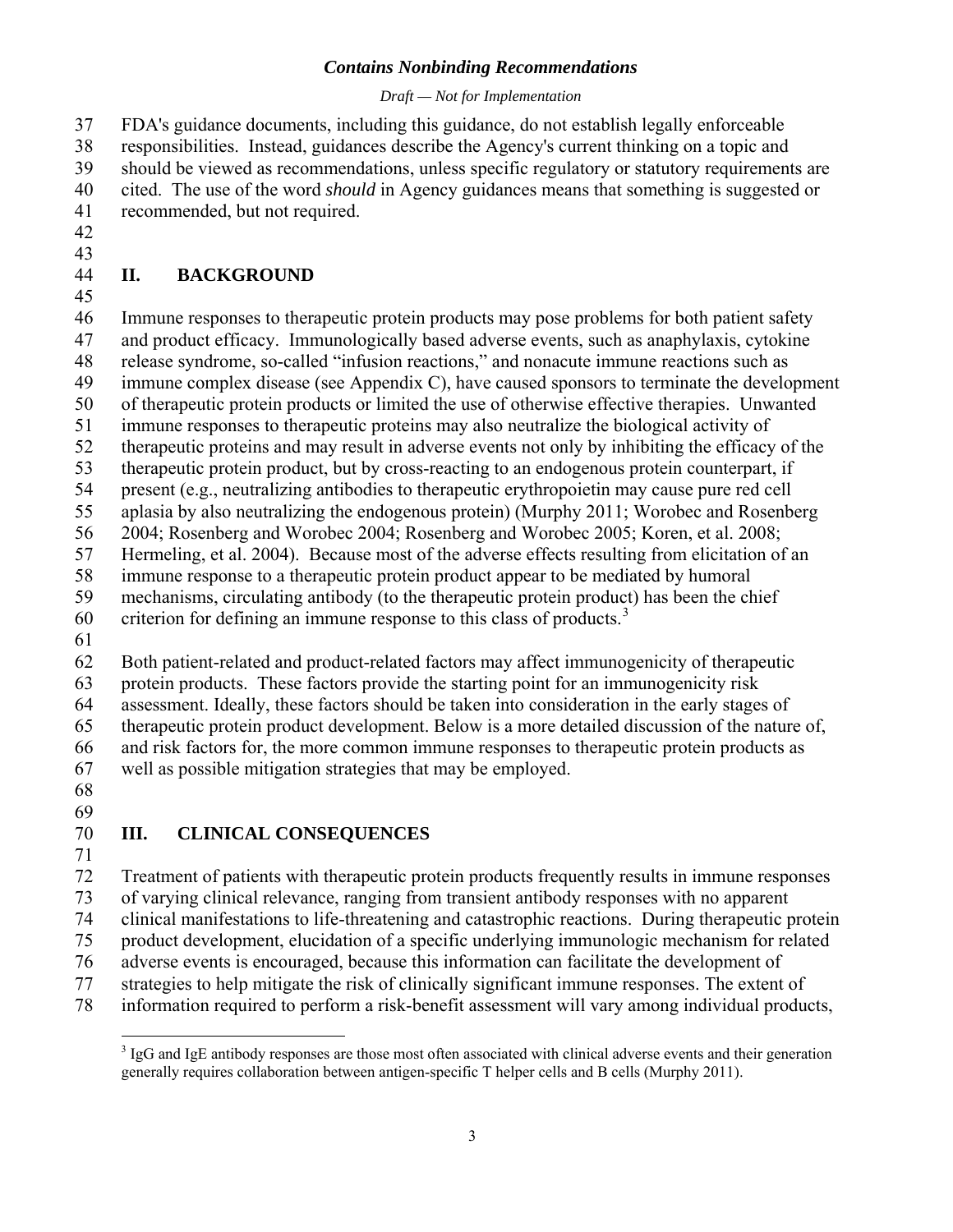FDA's guidance documents, including this guidance, do not establish legally enforceable responsibilities. Instead, guidances describe the Agency's current thinking on a topic and should be viewed as recommendations, unless specific regulatory or statutory requirements are cited. The use of the word *should* in Agency guidances means that something is suggested or recommended, but not required.

## II. BACKGROUND

Immune responses to therapeutic protein products may pose problems for both patient safety and product efficacy. Immunologically based adverse events, such as anaphylaxis, cytokine release syndrome, so-called "infusion reactions," and nonacute immune reactions such as immune complex disease (see Appendix C), have caused sponsors to terminate the development of therapeutic protein products or limited the use of otherwise effective therapies. Unwanted immune responses to therapeutic proteins may also neutralize the biological activity of therapeutic proteins and may result in adverse events not only by inhibiting the efficacy of the therapeutic protein product, but by cross-reacting to an endogenous protein counterpart, if present (e.g., neutralizing antibodies to therapeutic erythropoietin may cause pure red cell aplasia by also neutralizing the endogenous protein) (Murphy 2011; Worobec and Rosenberg 2004; Rosenberg and Worobec 2004; Rosenberg and Worobec 2005; Koren, et al. 2008; Hermeling, et al. 2004). Because most of the adverse effects resulting from elicitation of an immune response to a therapeutic protein product appear to be mediated by humoral mechanisms, circulating antibody (to the therapeutic protein product) has been the chief criterion for defining an immune response to this class of products.[3]

Both patient-related and product-related factors may affect immunogenicity of therapeutic protein products. These factors provide the starting point for an immunogenicity risk assessment. Ideally, these factors should be taken into consideration in the early stages of therapeutic protein product development. Below is a more detailed discussion of the nature of, and risk factors for, the more common immune responses to therapeutic protein products as well as possible mitigation strategies that may be employed.

## III. CLINICAL CONSEQUENCES

Treatment of patients with therapeutic protein products frequently results in immune responses of varying clinical relevance, ranging from transient antibody responses with no apparent clinical manifestations to life-threatening and catastrophic reactions. During therapeutic protein product development, elucidation of a specific underlying immunologic mechanism for related adverse events is encouraged, because this information can facilitate the development of strategies to help mitigate the risk of clinically significant immune responses. The extent of information required to perform a risk-benefit assessment will vary among individual products,

[3] IgG and IgE antibody responses are those most often associated with clinical adverse events and their generation generally requires collaboration between antigen-specific T helper cells and B cells (Murphy 2011).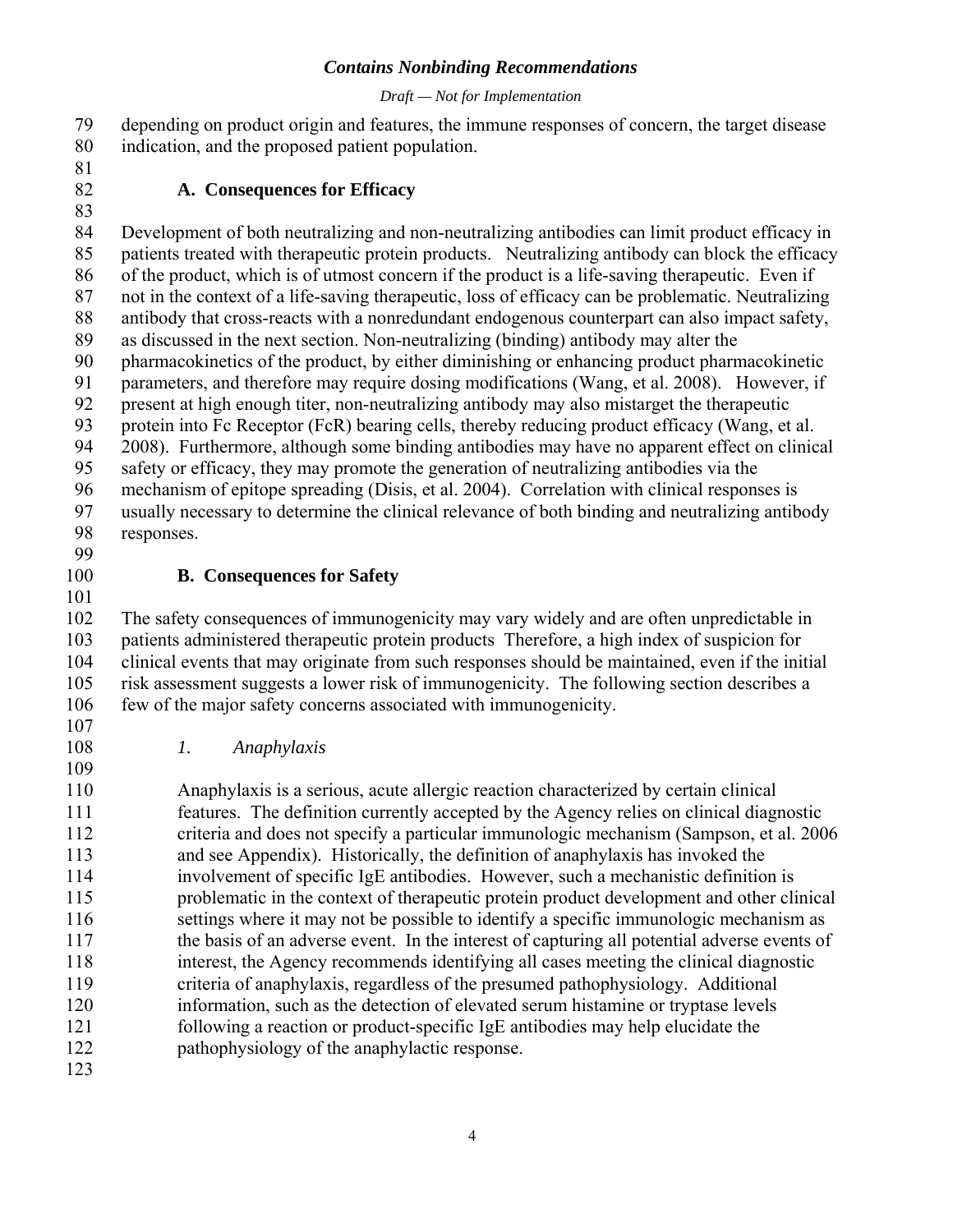depending on product origin and features, the immune responses of concern, the target disease indication, and the proposed patient population.

### A. Consequences for Efficacy

Development of both neutralizing and non-neutralizing antibodies can limit product efficacy in patients treated with therapeutic protein products. Neutralizing antibody can block the efficacy of the product, which is of utmost concern if the product is a life-saving therapeutic. Even if not in the context of a life-saving therapeutic, loss of efficacy can be problematic. Neutralizing antibody that cross-reacts with a nonredundant endogenous counterpart can also impact safety, as discussed in the next section. Non-neutralizing (binding) antibody may alter the pharmacokinetics of the product, by either diminishing or enhancing product pharmacokinetic parameters, and therefore may require dosing modifications (Wang, et al. 2008). However, if present at high enough titer, non-neutralizing antibody may also mistarget the therapeutic protein into Fc Receptor (FcR) bearing cells, thereby reducing product efficacy (Wang, et al. 2008). Furthermore, although some binding antibodies may have no apparent effect on clinical safety or efficacy, they may promote the generation of neutralizing antibodies via the mechanism of epitope spreading (Disis, et al. 2004). Correlation with clinical responses is usually necessary to determine the clinical relevance of both binding and neutralizing antibody responses.

### B. Consequences for Safety

The safety consequences of immunogenicity may vary widely and are often unpredictable in patients administered therapeutic protein products Therefore, a high index of suspicion for clinical events that may originate from such responses should be maintained, even if the initial risk assessment suggests a lower risk of immunogenicity. The following section describes a few of the major safety concerns associated with immunogenicity.

#### *1. Anaphylaxis*

Anaphylaxis is a serious, acute allergic reaction characterized by certain clinical features. The definition currently accepted by the Agency relies on clinical diagnostic criteria and does not specify a particular immunologic mechanism (Sampson, et al. 2006 and see Appendix). Historically, the definition of anaphylaxis has invoked the involvement of specific IgE antibodies. However, such a mechanistic definition is problematic in the context of therapeutic protein product development and other clinical settings where it may not be possible to identify a specific immunologic mechanism as the basis of an adverse event. In the interest of capturing all potential adverse events of interest, the Agency recommends identifying all cases meeting the clinical diagnostic criteria of anaphylaxis, regardless of the presumed pathophysiology. Additional information, such as the detection of elevated serum histamine or tryptase levels following a reaction or product-specific IgE antibodies may help elucidate the pathophysiology of the anaphylactic response.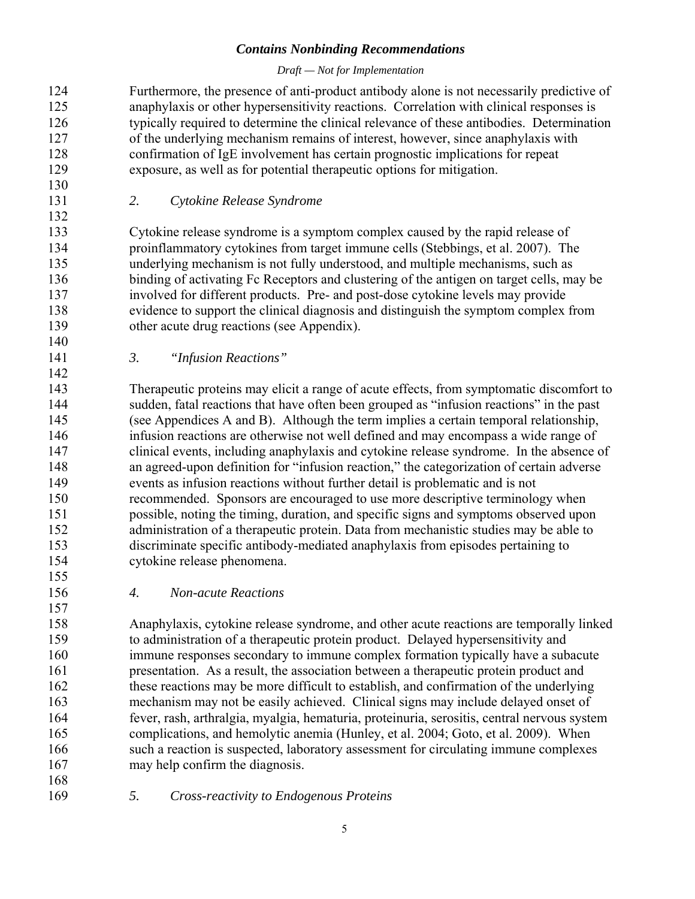Furthermore, the presence of anti-product antibody alone is not necessarily predictive of anaphylaxis or other hypersensitivity reactions. Correlation with clinical responses is typically required to determine the clinical relevance of these antibodies. Determination of the underlying mechanism remains of interest, however, since anaphylaxis with confirmation of IgE involvement has certain prognostic implications for repeat exposure, as well as for potential therapeutic options for mitigation.

### *2. Cytokine Release Syndrome*

Cytokine release syndrome is a symptom complex caused by the rapid release of proinflammatory cytokines from target immune cells (Stebbings, et al. 2007). The underlying mechanism is not fully understood, and multiple mechanisms, such as binding of activating Fc Receptors and clustering of the antigen on target cells, may be involved for different products. Pre- and post-dose cytokine levels may provide evidence to support the clinical diagnosis and distinguish the symptom complex from other acute drug reactions (see Appendix).

### *3. "Infusion Reactions"*

Therapeutic proteins may elicit a range of acute effects, from symptomatic discomfort to sudden, fatal reactions that have often been grouped as "infusion reactions" in the past (see Appendices A and B). Although the term implies a certain temporal relationship, infusion reactions are otherwise not well defined and may encompass a wide range of clinical events, including anaphylaxis and cytokine release syndrome. In the absence of an agreed-upon definition for "infusion reaction," the categorization of certain adverse events as infusion reactions without further detail is problematic and is not recommended. Sponsors are encouraged to use more descriptive terminology when possible, noting the timing, duration, and specific signs and symptoms observed upon administration of a therapeutic protein. Data from mechanistic studies may be able to discriminate specific antibody-mediated anaphylaxis from episodes pertaining to cytokine release phenomena.

### *4. Non-acute Reactions*

Anaphylaxis, cytokine release syndrome, and other acute reactions are temporally linked to administration of a therapeutic protein product. Delayed hypersensitivity and immune responses secondary to immune complex formation typically have a subacute presentation. As a result, the association between a therapeutic protein product and these reactions may be more difficult to establish, and confirmation of the underlying mechanism may not be easily achieved. Clinical signs may include delayed onset of fever, rash, arthralgia, myalgia, hematuria, proteinuria, serositis, central nervous system complications, and hemolytic anemia (Hunley, et al. 2004; Goto, et al. 2009). When such a reaction is suspected, laboratory assessment for circulating immune complexes may help confirm the diagnosis.

### *5. Cross-reactivity to Endogenous Proteins*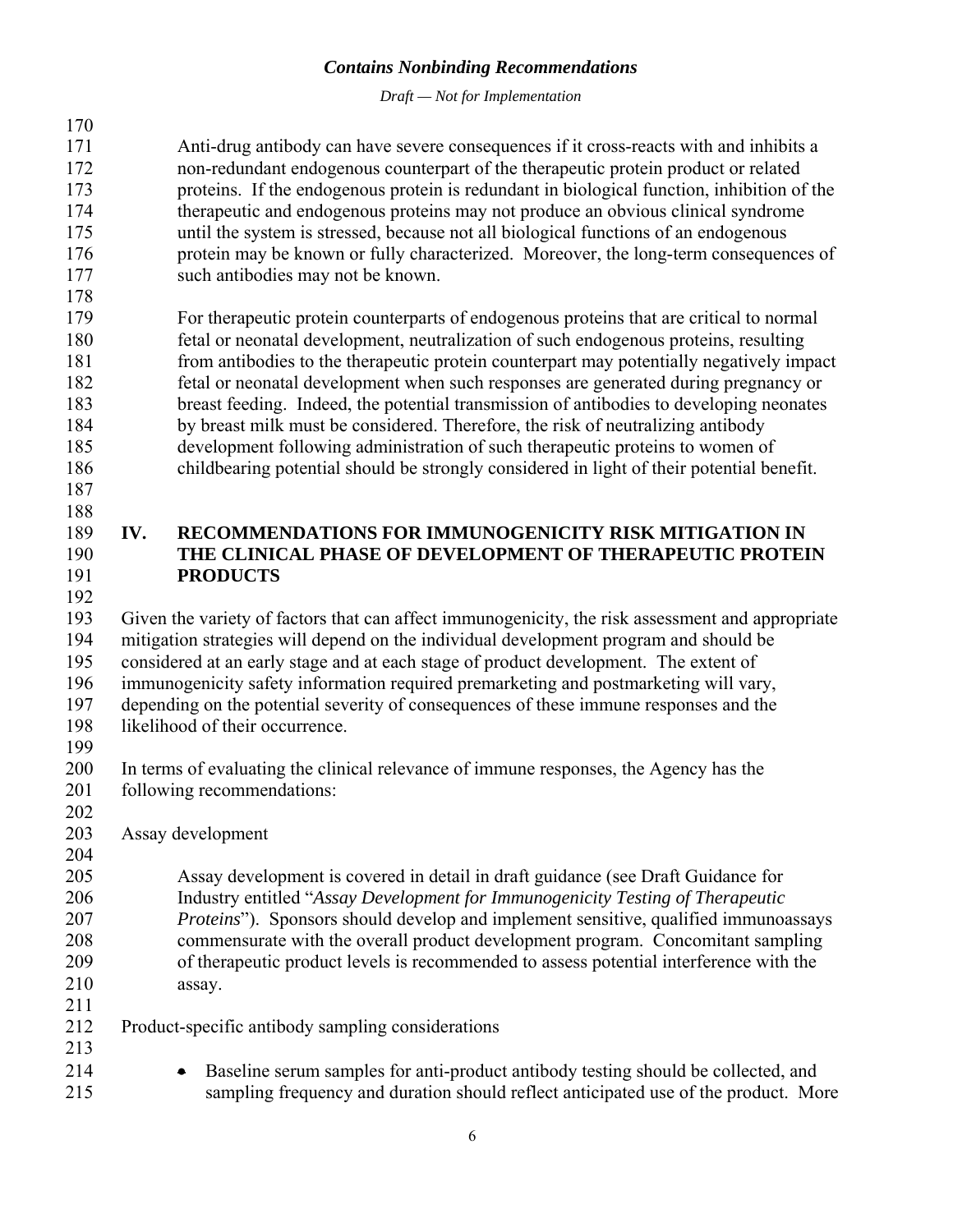Anti-drug antibody can have severe consequences if it cross-reacts with and inhibits a non-redundant endogenous counterpart of the therapeutic protein product or related proteins. If the endogenous protein is redundant in biological function, inhibition of the therapeutic and endogenous proteins may not produce an obvious clinical syndrome until the system is stressed, because not all biological functions of an endogenous protein may be known or fully characterized. Moreover, the long-term consequences of such antibodies may not be known.

For therapeutic protein counterparts of endogenous proteins that are critical to normal fetal or neonatal development, neutralization of such endogenous proteins, resulting from antibodies to the therapeutic protein counterpart may potentially negatively impact fetal or neonatal development when such responses are generated during pregnancy or breast feeding. Indeed, the potential transmission of antibodies to developing neonates by breast milk must be considered. Therefore, the risk of neutralizing antibody development following administration of such therapeutic proteins to women of childbearing potential should be strongly considered in light of their potential benefit.

## IV. RECOMMENDATIONS FOR IMMUNOGENICITY RISK MITIGATION IN THE CLINICAL PHASE OF DEVELOPMENT OF THERAPEUTIC PROTEIN PRODUCTS

Given the variety of factors that can affect immunogenicity, the risk assessment and appropriate mitigation strategies will depend on the individual development program and should be considered at an early stage and at each stage of product development. The extent of immunogenicity safety information required premarketing and postmarketing will vary, depending on the potential severity of consequences of these immune responses and the likelihood of their occurrence.

In terms of evaluating the clinical relevance of immune responses, the Agency has the following recommendations:

Assay development

Assay development is covered in detail in draft guidance (see Draft Guidance for Industry entitled "*Assay Development for Immunogenicity Testing of Therapeutic Proteins*"). Sponsors should develop and implement sensitive, qualified immunoassays commensurate with the overall product development program. Concomitant sampling of therapeutic product levels is recommended to assess potential interference with the assay.

Product-specific antibody sampling considerations

- Baseline serum samples for anti-product antibody testing should be collected, and sampling frequency and duration should reflect anticipated use of the product. More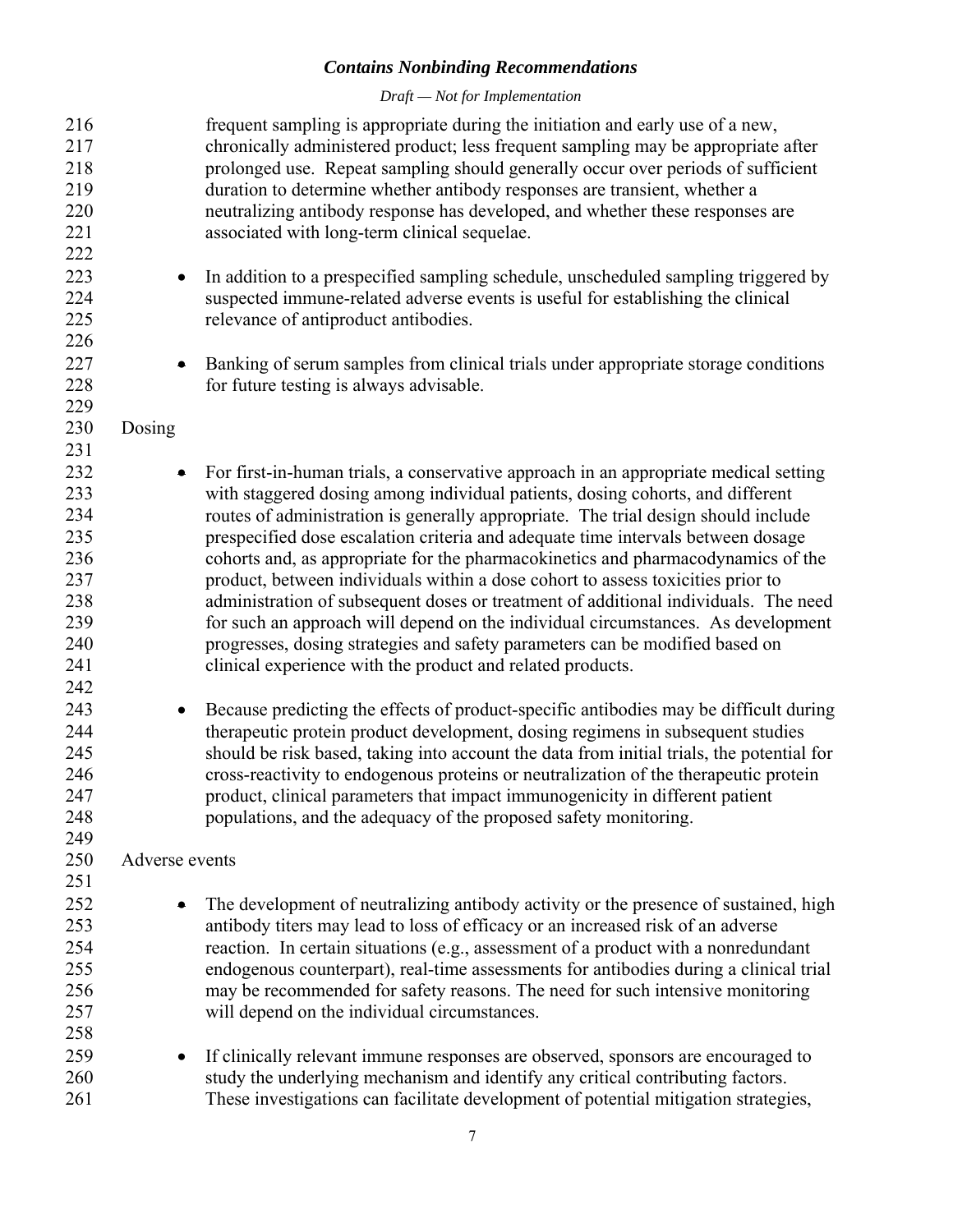frequent sampling is appropriate during the initiation and early use of a new, chronically administered product; less frequent sampling may be appropriate after prolonged use. Repeat sampling should generally occur over periods of sufficient duration to determine whether antibody responses are transient, whether a neutralizing antibody response has developed, and whether these responses are associated with long-term clinical sequelae.

- In addition to a prespecified sampling schedule, unscheduled sampling triggered by suspected immune-related adverse events is useful for establishing the clinical relevance of antiproduct antibodies.

- Banking of serum samples from clinical trials under appropriate storage conditions for future testing is always advisable.

Dosing

- For first-in-human trials, a conservative approach in an appropriate medical setting with staggered dosing among individual patients, dosing cohorts, and different routes of administration is generally appropriate. The trial design should include prespecified dose escalation criteria and adequate time intervals between dosage cohorts and, as appropriate for the pharmacokinetics and pharmacodynamics of the product, between individuals within a dose cohort to assess toxicities prior to administration of subsequent doses or treatment of additional individuals. The need for such an approach will depend on the individual circumstances. As development progresses, dosing strategies and safety parameters can be modified based on clinical experience with the product and related products.

- Because predicting the effects of product-specific antibodies may be difficult during therapeutic protein product development, dosing regimens in subsequent studies should be risk based, taking into account the data from initial trials, the potential for cross-reactivity to endogenous proteins or neutralization of the therapeutic protein product, clinical parameters that impact immunogenicity in different patient populations, and the adequacy of the proposed safety monitoring.

Adverse events

- The development of neutralizing antibody activity or the presence of sustained, high antibody titers may lead to loss of efficacy or an increased risk of an adverse reaction. In certain situations (e.g., assessment of a product with a nonredundant endogenous counterpart), real-time assessments for antibodies during a clinical trial may be recommended for safety reasons. The need for such intensive monitoring will depend on the individual circumstances.

- If clinically relevant immune responses are observed, sponsors are encouraged to study the underlying mechanism and identify any critical contributing factors. These investigations can facilitate development of potential mitigation strategies,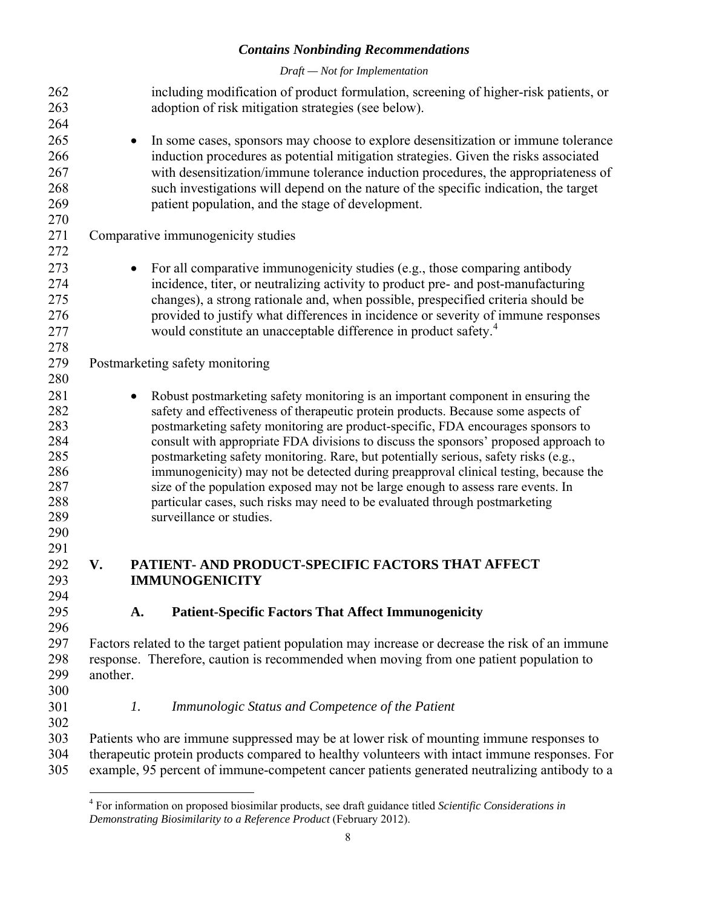including modification of product formulation, screening of higher-risk patients, or adoption of risk mitigation strategies (see below).

- In some cases, sponsors may choose to explore desensitization or immune tolerance induction procedures as potential mitigation strategies. Given the risks associated with desensitization/immune tolerance induction procedures, the appropriateness of such investigations will depend on the nature of the specific indication, the target patient population, and the stage of development.

Comparative immunogenicity studies

- For all comparative immunogenicity studies (e.g., those comparing antibody incidence, titer, or neutralizing activity to product pre- and post-manufacturing changes), a strong rationale and, when possible, prespecified criteria should be provided to justify what differences in incidence or severity of immune responses would constitute an unacceptable difference in product safety.[4]

Postmarketing safety monitoring

- Robust postmarketing safety monitoring is an important component in ensuring the safety and effectiveness of therapeutic protein products. Because some aspects of postmarketing safety monitoring are product-specific, FDA encourages sponsors to consult with appropriate FDA divisions to discuss the sponsors' proposed approach to postmarketing safety monitoring. Rare, but potentially serious, safety risks (e.g., immunogenicity) may not be detected during preapproval clinical testing, because the size of the population exposed may not be large enough to assess rare events. In particular cases, such risks may need to be evaluated through postmarketing surveillance or studies.

## V. PATIENT- AND PRODUCT-SPECIFIC FACTORS THAT AFFECT IMMUNOGENICITY

### A. Patient-Specific Factors That Affect Immunogenicity

Factors related to the target patient population may increase or decrease the risk of an immune response. Therefore, caution is recommended when moving from one patient population to another.

#### *1. Immunologic Status and Competence of the Patient*

Patients who are immune suppressed may be at lower risk of mounting immune responses to therapeutic protein products compared to healthy volunteers with intact immune responses. For example, 95 percent of immune-competent cancer patients generated neutralizing antibody to a

---

[4] For information on proposed biosimilar products, see draft guidance titled *Scientific Considerations in Demonstrating Biosimilarity to a Reference Product* (February 2012).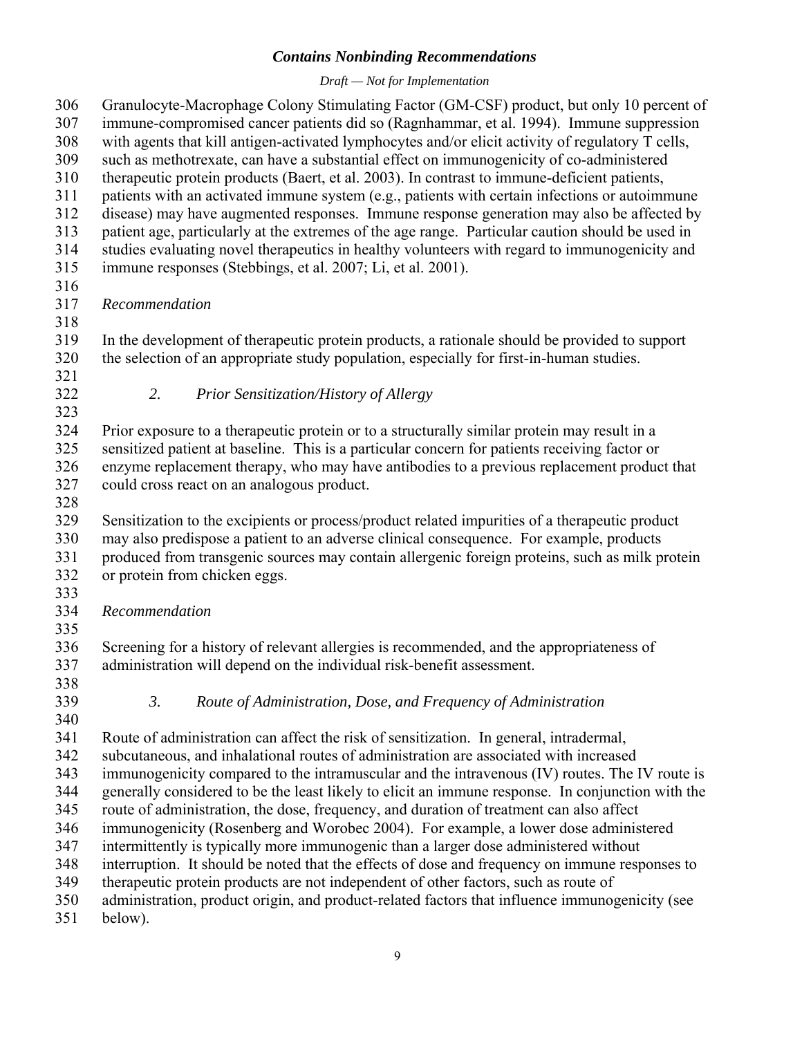Granulocyte-Macrophage Colony Stimulating Factor (GM-CSF) product, but only 10 percent of immune-compromised cancer patients did so (Ragnhammar, et al. 1994). Immune suppression with agents that kill antigen-activated lymphocytes and/or elicit activity of regulatory T cells, such as methotrexate, can have a substantial effect on immunogenicity of co-administered therapeutic protein products (Baert, et al. 2003). In contrast to immune-deficient patients, patients with an activated immune system (e.g., patients with certain infections or autoimmune disease) may have augmented responses. Immune response generation may also be affected by patient age, particularly at the extremes of the age range. Particular caution should be used in studies evaluating novel therapeutics in healthy volunteers with regard to immunogenicity and immune responses (Stebbings, et al. 2007; Li, et al. 2001).

*Recommendation*

In the development of therapeutic protein products, a rationale should be provided to support the selection of an appropriate study population, especially for first-in-human studies.

### *2. Prior Sensitization/History of Allergy*

Prior exposure to a therapeutic protein or to a structurally similar protein may result in a sensitized patient at baseline. This is a particular concern for patients receiving factor or enzyme replacement therapy, who may have antibodies to a previous replacement product that could cross react on an analogous product.

Sensitization to the excipients or process/product related impurities of a therapeutic product may also predispose a patient to an adverse clinical consequence. For example, products produced from transgenic sources may contain allergenic foreign proteins, such as milk protein or protein from chicken eggs.

*Recommendation*

Screening for a history of relevant allergies is recommended, and the appropriateness of administration will depend on the individual risk-benefit assessment.

### *3. Route of Administration, Dose, and Frequency of Administration*

Route of administration can affect the risk of sensitization. In general, intradermal, subcutaneous, and inhalational routes of administration are associated with increased immunogenicity compared to the intramuscular and the intravenous (IV) routes. The IV route is generally considered to be the least likely to elicit an immune response. In conjunction with the route of administration, the dose, frequency, and duration of treatment can also affect immunogenicity (Rosenberg and Worobec 2004). For example, a lower dose administered intermittently is typically more immunogenic than a larger dose administered without interruption. It should be noted that the effects of dose and frequency on immune responses to therapeutic protein products are not independent of other factors, such as route of administration, product origin, and product-related factors that influence immunogenicity (see below).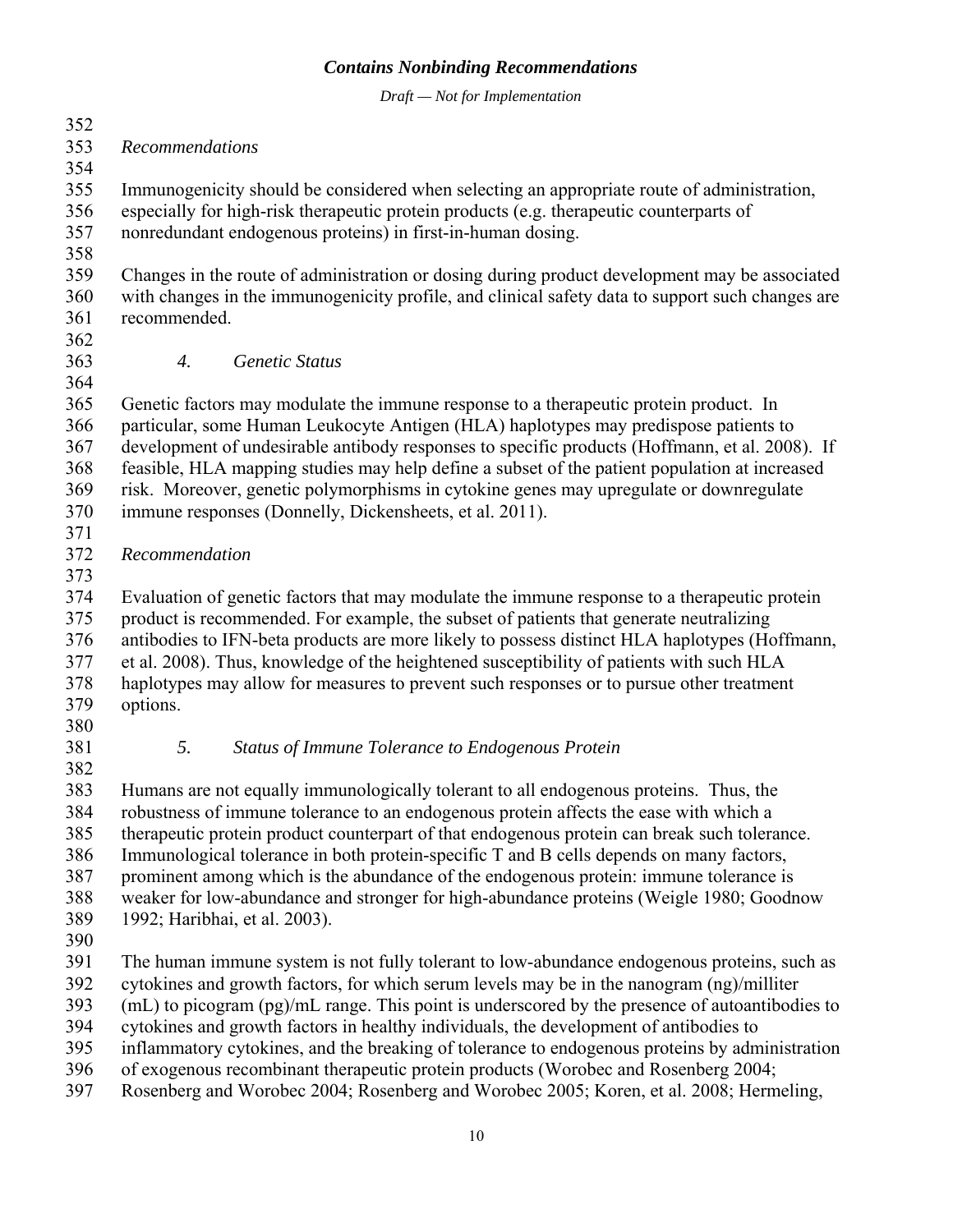*Recommendations*

Immunogenicity should be considered when selecting an appropriate route of administration, especially for high-risk therapeutic protein products (e.g. therapeutic counterparts of nonredundant endogenous proteins) in first-in-human dosing.

Changes in the route of administration or dosing during product development may be associated with changes in the immunogenicity profile, and clinical safety data to support such changes are recommended.

### *4. Genetic Status*

Genetic factors may modulate the immune response to a therapeutic protein product. In particular, some Human Leukocyte Antigen (HLA) haplotypes may predispose patients to development of undesirable antibody responses to specific products (Hoffmann, et al. 2008). If feasible, HLA mapping studies may help define a subset of the patient population at increased risk. Moreover, genetic polymorphisms in cytokine genes may upregulate or downregulate immune responses (Donnelly, Dickensheets, et al. 2011).

*Recommendation*

Evaluation of genetic factors that may modulate the immune response to a therapeutic protein product is recommended. For example, the subset of patients that generate neutralizing antibodies to IFN-beta products are more likely to possess distinct HLA haplotypes (Hoffmann, et al. 2008). Thus, knowledge of the heightened susceptibility of patients with such HLA haplotypes may allow for measures to prevent such responses or to pursue other treatment options.

### *5. Status of Immune Tolerance to Endogenous Protein*

Humans are not equally immunologically tolerant to all endogenous proteins. Thus, the robustness of immune tolerance to an endogenous protein affects the ease with which a therapeutic protein product counterpart of that endogenous protein can break such tolerance. Immunological tolerance in both protein-specific T and B cells depends on many factors, prominent among which is the abundance of the endogenous protein: immune tolerance is weaker for low-abundance and stronger for high-abundance proteins (Weigle 1980; Goodnow 1992; Haribhai, et al. 2003).

The human immune system is not fully tolerant to low-abundance endogenous proteins, such as cytokines and growth factors, for which serum levels may be in the nanogram (ng)/milliter (mL) to picogram (pg)/mL range. This point is underscored by the presence of autoantibodies to cytokines and growth factors in healthy individuals, the development of antibodies to inflammatory cytokines, and the breaking of tolerance to endogenous proteins by administration of exogenous recombinant therapeutic protein products (Worobec and Rosenberg 2004; Rosenberg and Worobec 2004; Rosenberg and Worobec 2005; Koren, et al. 2008; Hermeling,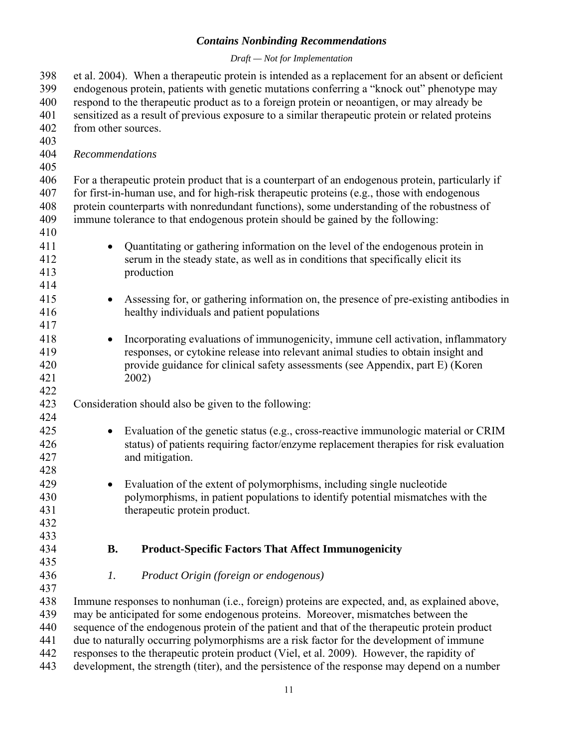et al. 2004). When a therapeutic protein is intended as a replacement for an absent or deficient endogenous protein, patients with genetic mutations conferring a “knock out” phenotype may respond to the therapeutic product as to a foreign protein or neoantigen, or may already be sensitized as a result of previous exposure to a similar therapeutic protein or related proteins from other sources.

*Recommendations*

For a therapeutic protein product that is a counterpart of an endogenous protein, particularly if for first-in-human use, and for high-risk therapeutic proteins (e.g., those with endogenous protein counterparts with nonredundant functions), some understanding of the robustness of immune tolerance to that endogenous protein should be gained by the following:

- Quantitating or gathering information on the level of the endogenous protein in serum in the steady state, as well as in conditions that specifically elicit its production

- Assessing for, or gathering information on, the presence of pre-existing antibodies in healthy individuals and patient populations

- Incorporating evaluations of immunogenicity, immune cell activation, inflammatory responses, or cytokine release into relevant animal studies to obtain insight and provide guidance for clinical safety assessments (see Appendix, part E) (Koren 2002)

Consideration should also be given to the following:

- Evaluation of the genetic status (e.g., cross-reactive immunologic material or CRIM status) of patients requiring factor/enzyme replacement therapies for risk evaluation and mitigation.

- Evaluation of the extent of polymorphisms, including single nucleotide polymorphisms, in patient populations to identify potential mismatches with the therapeutic protein product.

## B. Product-Specific Factors That Affect Immunogenicity

### *1. Product Origin (foreign or endogenous)*

Immune responses to nonhuman (i.e., foreign) proteins are expected, and, as explained above, may be anticipated for some endogenous proteins. Moreover, mismatches between the sequence of the endogenous protein of the patient and that of the therapeutic protein product due to naturally occurring polymorphisms are a risk factor for the development of immune responses to the therapeutic protein product (Viel, et al. 2009). However, the rapidity of development, the strength (titer), and the persistence of the response may depend on a number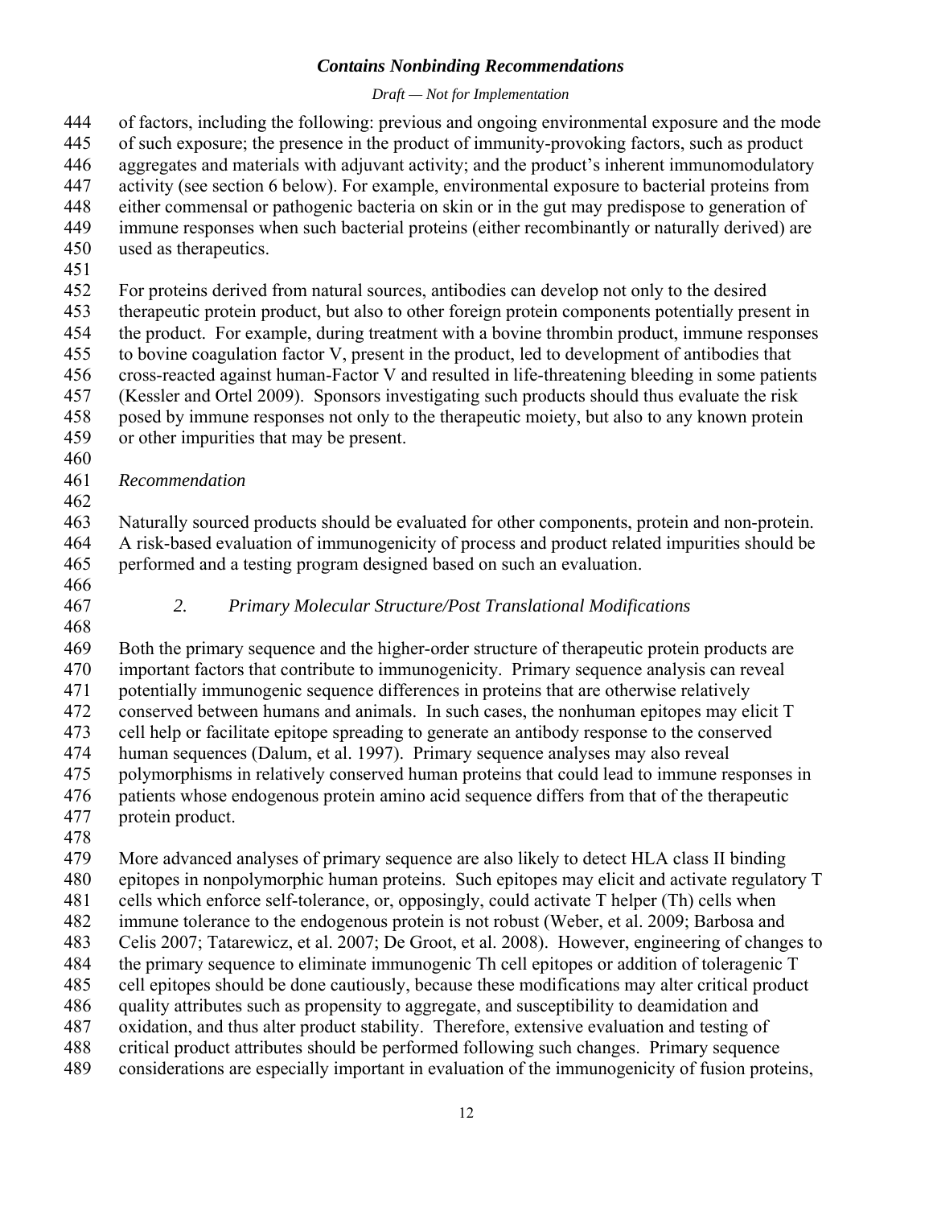of factors, including the following: previous and ongoing environmental exposure and the mode of such exposure; the presence in the product of immunity-provoking factors, such as product aggregates and materials with adjuvant activity; and the product's inherent immunomodulatory activity (see section 6 below). For example, environmental exposure to bacterial proteins from either commensal or pathogenic bacteria on skin or in the gut may predispose to generation of immune responses when such bacterial proteins (either recombinantly or naturally derived) are used as therapeutics.

For proteins derived from natural sources, antibodies can develop not only to the desired therapeutic protein product, but also to other foreign protein components potentially present in the product. For example, during treatment with a bovine thrombin product, immune responses to bovine coagulation factor V, present in the product, led to development of antibodies that cross-reacted against human-Factor V and resulted in life-threatening bleeding in some patients (Kessler and Ortel 2009). Sponsors investigating such products should thus evaluate the risk posed by immune responses not only to the therapeutic moiety, but also to any known protein or other impurities that may be present.

*Recommendation*

Naturally sourced products should be evaluated for other components, protein and non-protein. A risk-based evaluation of immunogenicity of process and product related impurities should be performed and a testing program designed based on such an evaluation.

### *2. Primary Molecular Structure/Post Translational Modifications*

Both the primary sequence and the higher-order structure of therapeutic protein products are important factors that contribute to immunogenicity. Primary sequence analysis can reveal potentially immunogenic sequence differences in proteins that are otherwise relatively conserved between humans and animals. In such cases, the nonhuman epitopes may elicit T cell help or facilitate epitope spreading to generate an antibody response to the conserved human sequences (Dalum, et al. 1997). Primary sequence analyses may also reveal polymorphisms in relatively conserved human proteins that could lead to immune responses in patients whose endogenous protein amino acid sequence differs from that of the therapeutic protein product.

More advanced analyses of primary sequence are also likely to detect HLA class II binding epitopes in nonpolymorphic human proteins. Such epitopes may elicit and activate regulatory T cells which enforce self-tolerance, or, opposingly, could activate T helper (Th) cells when immune tolerance to the endogenous protein is not robust (Weber, et al. 2009; Barbosa and Celis 2007; Tatarewicz, et al. 2007; De Groot, et al. 2008). However, engineering of changes to the primary sequence to eliminate immunogenic Th cell epitopes or addition of toleragenic T cell epitopes should be done cautiously, because these modifications may alter critical product quality attributes such as propensity to aggregate, and susceptibility to deamidation and oxidation, and thus alter product stability. Therefore, extensive evaluation and testing of critical product attributes should be performed following such changes. Primary sequence considerations are especially important in evaluation of the immunogenicity of fusion proteins,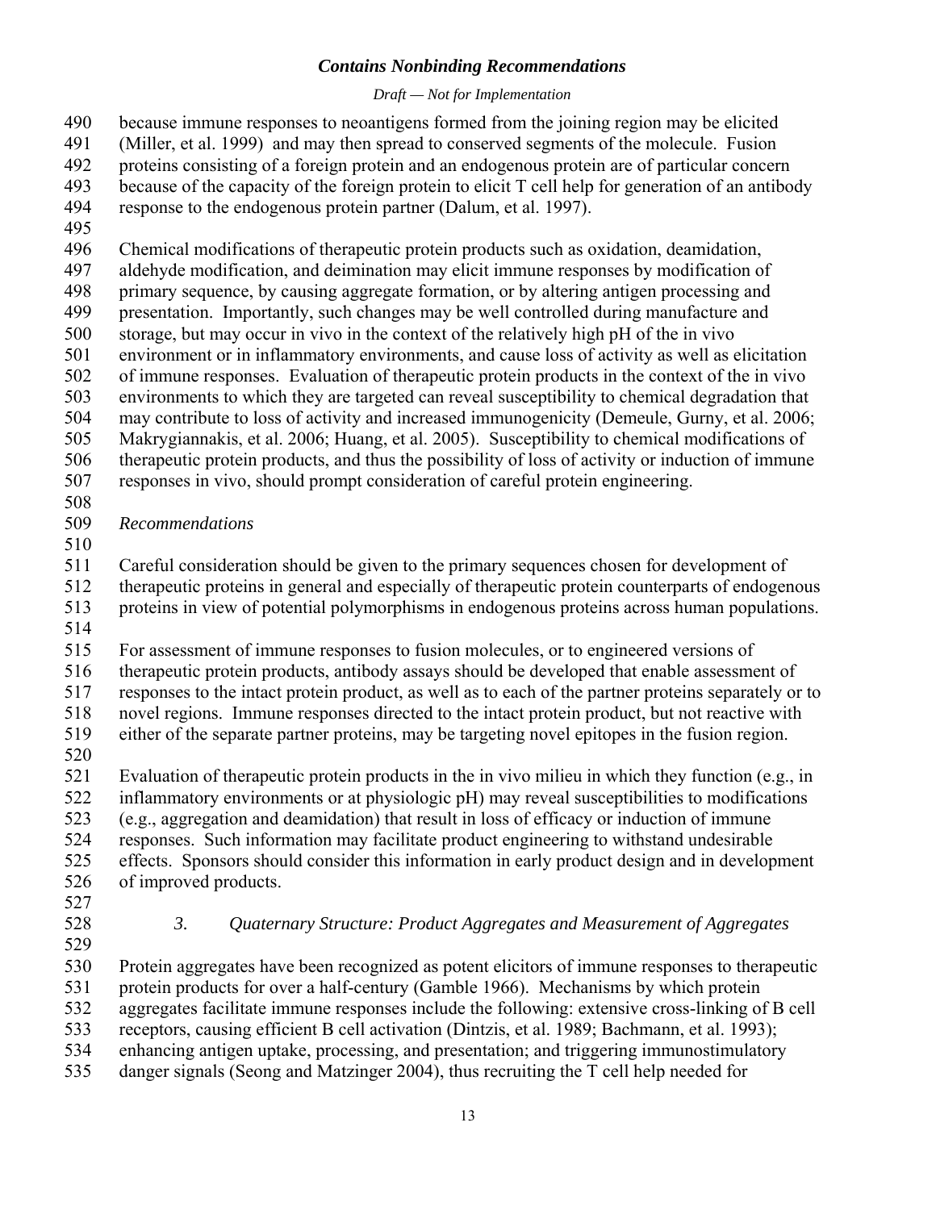because immune responses to neoantigens formed from the joining region may be elicited (Miller, et al. 1999) and may then spread to conserved segments of the molecule. Fusion proteins consisting of a foreign protein and an endogenous protein are of particular concern because of the capacity of the foreign protein to elicit T cell help for generation of an antibody response to the endogenous protein partner (Dalum, et al. 1997).

Chemical modifications of therapeutic protein products such as oxidation, deamidation, aldehyde modification, and deimination may elicit immune responses by modification of primary sequence, by causing aggregate formation, or by altering antigen processing and presentation. Importantly, such changes may be well controlled during manufacture and storage, but may occur in vivo in the context of the relatively high pH of the in vivo environment or in inflammatory environments, and cause loss of activity as well as elicitation of immune responses. Evaluation of therapeutic protein products in the context of the in vivo environments to which they are targeted can reveal susceptibility to chemical degradation that may contribute to loss of activity and increased immunogenicity (Demeule, Gurny, et al. 2006; Makrygiannakis, et al. 2006; Huang, et al. 2005). Susceptibility to chemical modifications of therapeutic protein products, and thus the possibility of loss of activity or induction of immune responses in vivo, should prompt consideration of careful protein engineering.

*Recommendations*

Careful consideration should be given to the primary sequences chosen for development of therapeutic proteins in general and especially of therapeutic protein counterparts of endogenous proteins in view of potential polymorphisms in endogenous proteins across human populations.

For assessment of immune responses to fusion molecules, or to engineered versions of therapeutic protein products, antibody assays should be developed that enable assessment of responses to the intact protein product, as well as to each of the partner proteins separately or to novel regions. Immune responses directed to the intact protein product, but not reactive with either of the separate partner proteins, may be targeting novel epitopes in the fusion region.

Evaluation of therapeutic protein products in the in vivo milieu in which they function (e.g., in inflammatory environments or at physiologic pH) may reveal susceptibilities to modifications (e.g., aggregation and deamidation) that result in loss of efficacy or induction of immune responses. Such information may facilitate product engineering to withstand undesirable effects. Sponsors should consider this information in early product design and in development of improved products.

### *3. Quaternary Structure: Product Aggregates and Measurement of Aggregates*

Protein aggregates have been recognized as potent elicitors of immune responses to therapeutic protein products for over a half-century (Gamble 1966). Mechanisms by which protein aggregates facilitate immune responses include the following: extensive cross-linking of B cell receptors, causing efficient B cell activation (Dintzis, et al. 1989; Bachmann, et al. 1993); enhancing antigen uptake, processing, and presentation; and triggering immunostimulatory danger signals (Seong and Matzinger 2004), thus recruiting the T cell help needed for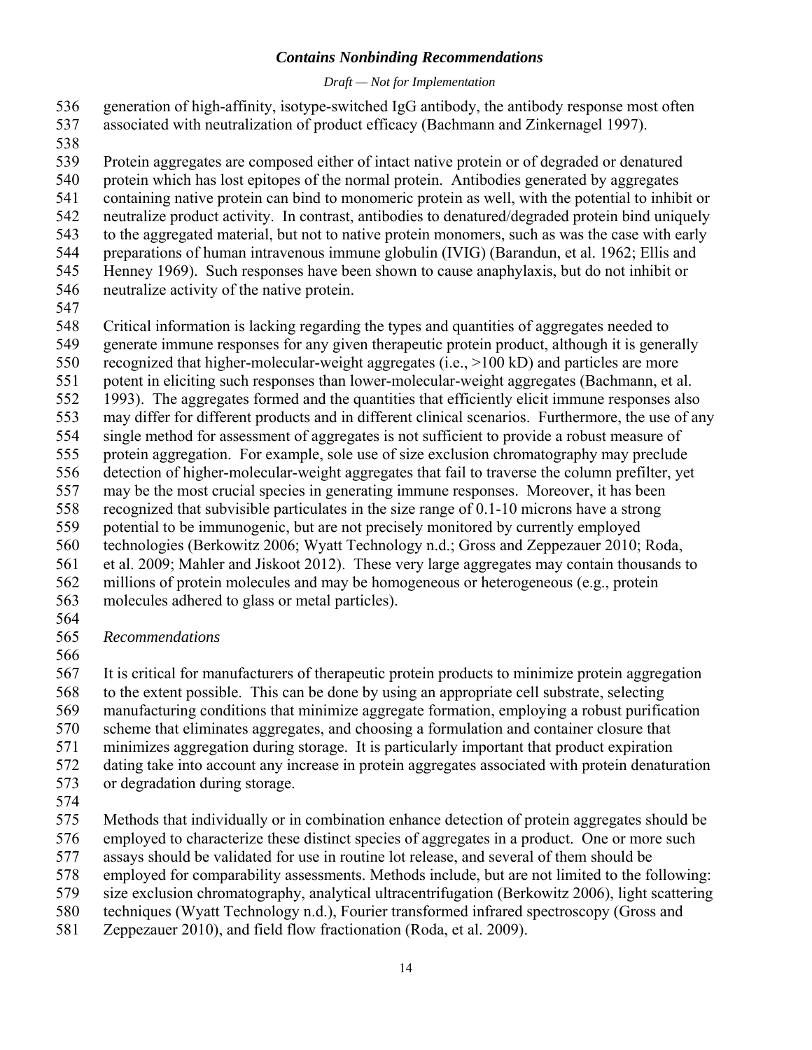generation of high-affinity, isotype-switched IgG antibody, the antibody response most often associated with neutralization of product efficacy (Bachmann and Zinkernagel 1997).

Protein aggregates are composed either of intact native protein or of degraded or denatured protein which has lost epitopes of the normal protein. Antibodies generated by aggregates containing native protein can bind to monomeric protein as well, with the potential to inhibit or neutralize product activity. In contrast, antibodies to denatured/degraded protein bind uniquely to the aggregated material, but not to native protein monomers, such as was the case with early preparations of human intravenous immune globulin (IVIG) (Barandun, et al. 1962; Ellis and Henney 1969). Such responses have been shown to cause anaphylaxis, but do not inhibit or neutralize activity of the native protein.

Critical information is lacking regarding the types and quantities of aggregates needed to generate immune responses for any given therapeutic protein product, although it is generally recognized that higher-molecular-weight aggregates (i.e., >100 kD) and particles are more potent in eliciting such responses than lower-molecular-weight aggregates (Bachmann, et al. 1993). The aggregates formed and the quantities that efficiently elicit immune responses also may differ for different products and in different clinical scenarios. Furthermore, the use of any single method for assessment of aggregates is not sufficient to provide a robust measure of protein aggregation. For example, sole use of size exclusion chromatography may preclude detection of higher-molecular-weight aggregates that fail to traverse the column prefilter, yet may be the most crucial species in generating immune responses. Moreover, it has been recognized that subvisible particulates in the size range of 0.1-10 microns have a strong potential to be immunogenic, but are not precisely monitored by currently employed technologies (Berkowitz 2006; Wyatt Technology n.d.; Gross and Zeppezauer 2010; Roda, et al. 2009; Mahler and Jiskoot 2012). These very large aggregates may contain thousands to millions of protein molecules and may be homogeneous or heterogeneous (e.g., protein molecules adhered to glass or metal particles).

*Recommendations*

It is critical for manufacturers of therapeutic protein products to minimize protein aggregation to the extent possible. This can be done by using an appropriate cell substrate, selecting manufacturing conditions that minimize aggregate formation, employing a robust purification scheme that eliminates aggregates, and choosing a formulation and container closure that minimizes aggregation during storage. It is particularly important that product expiration dating take into account any increase in protein aggregates associated with protein denaturation or degradation during storage.

Methods that individually or in combination enhance detection of protein aggregates should be employed to characterize these distinct species of aggregates in a product. One or more such assays should be validated for use in routine lot release, and several of them should be employed for comparability assessments. Methods include, but are not limited to the following: size exclusion chromatography, analytical ultracentrifugation (Berkowitz 2006), light scattering techniques (Wyatt Technology n.d.), Fourier transformed infrared spectroscopy (Gross and Zeppezauer 2010), and field flow fractionation (Roda, et al. 2009).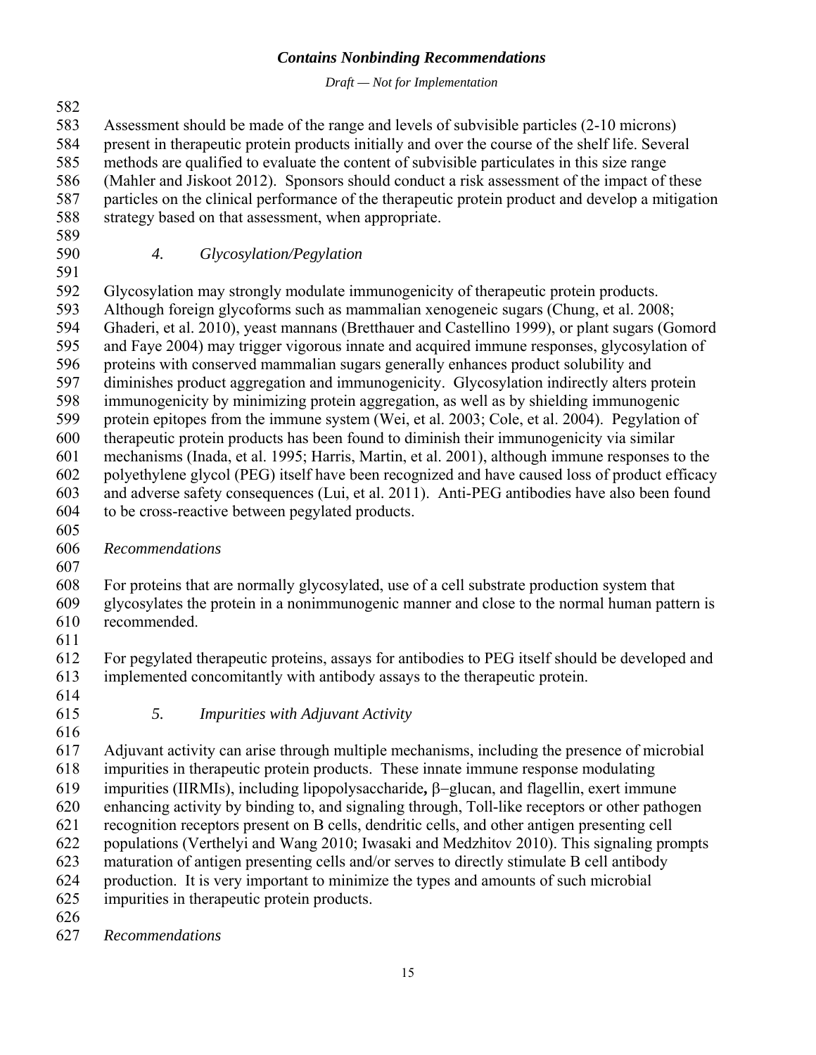Assessment should be made of the range and levels of subvisible particles (2-10 microns) present in therapeutic protein products initially and over the course of the shelf life. Several methods are qualified to evaluate the content of subvisible particulates in this size range (Mahler and Jiskoot 2012). Sponsors should conduct a risk assessment of the impact of these particles on the clinical performance of the therapeutic protein product and develop a mitigation strategy based on that assessment, when appropriate.

### *4. Glycosylation/Pegylation*

Glycosylation may strongly modulate immunogenicity of therapeutic protein products. Although foreign glycoforms such as mammalian xenogeneic sugars (Chung, et al. 2008; Ghaderi, et al. 2010), yeast mannans (Bretthauer and Castellino 1999), or plant sugars (Gomord and Faye 2004) may trigger vigorous innate and acquired immune responses, glycosylation of proteins with conserved mammalian sugars generally enhances product solubility and diminishes product aggregation and immunogenicity. Glycosylation indirectly alters protein immunogenicity by minimizing protein aggregation, as well as by shielding immunogenic protein epitopes from the immune system (Wei, et al. 2003; Cole, et al. 2004). Pegylation of therapeutic protein products has been found to diminish their immunogenicity via similar mechanisms (Inada, et al. 1995; Harris, Martin, et al. 2001), although immune responses to the polyethylene glycol (PEG) itself have been recognized and have caused loss of product efficacy and adverse safety consequences (Lui, et al. 2011). Anti-PEG antibodies have also been found to be cross-reactive between pegylated products.

*Recommendations*

For proteins that are normally glycosylated, use of a cell substrate production system that glycosylates the protein in a nonimmunogenic manner and close to the normal human pattern is recommended.

For pegylated therapeutic proteins, assays for antibodies to PEG itself should be developed and implemented concomitantly with antibody assays to the therapeutic protein.

### *5. Impurities with Adjuvant Activity*

Adjuvant activity can arise through multiple mechanisms, including the presence of microbial impurities in therapeutic protein products. These innate immune response modulating impurities (IIRMIs), including lipopolysaccharide**,** β−glucan, and flagellin, exert immune enhancing activity by binding to, and signaling through, Toll-like receptors or other pathogen recognition receptors present on B cells, dendritic cells, and other antigen presenting cell populations (Verthelyi and Wang 2010; Iwasaki and Medzhitov 2010). This signaling prompts maturation of antigen presenting cells and/or serves to directly stimulate B cell antibody production. It is very important to minimize the types and amounts of such microbial impurities in therapeutic protein products.

*Recommendations*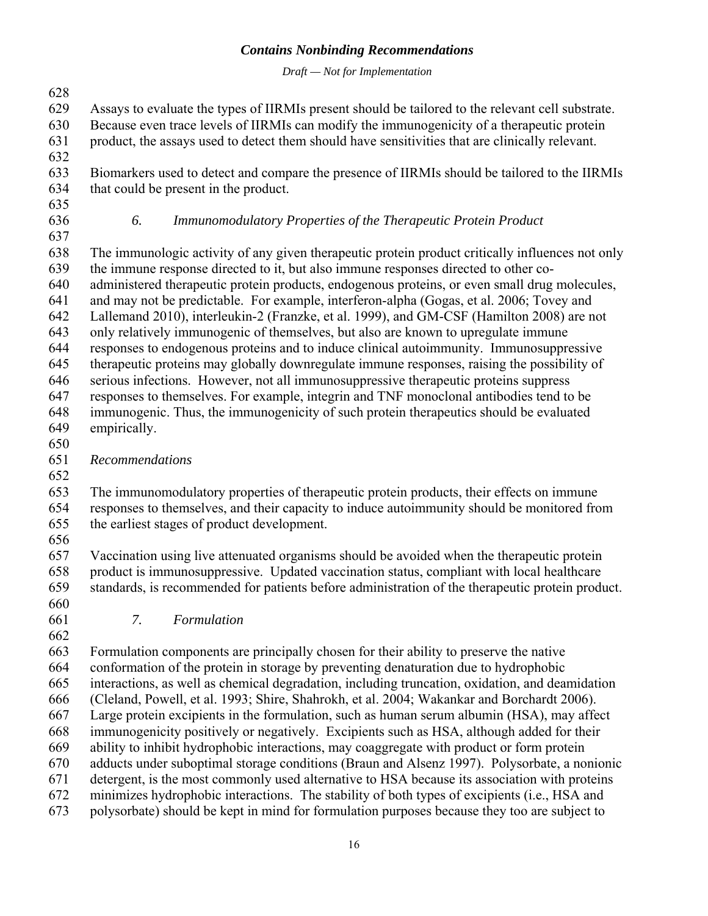Assays to evaluate the types of IIRMIs present should be tailored to the relevant cell substrate. Because even trace levels of IIRMIs can modify the immunogenicity of a therapeutic protein product, the assays used to detect them should have sensitivities that are clinically relevant.

Biomarkers used to detect and compare the presence of IIRMIs should be tailored to the IIRMIs that could be present in the product.

### *6. Immunomodulatory Properties of the Therapeutic Protein Product*

The immunologic activity of any given therapeutic protein product critically influences not only the immune response directed to it, but also immune responses directed to other co-administered therapeutic protein products, endogenous proteins, or even small drug molecules, and may not be predictable. For example, interferon-alpha (Gogas, et al. 2006; Tovey and Lallemand 2010), interleukin-2 (Franzke, et al. 1999), and GM-CSF (Hamilton 2008) are not only relatively immunogenic of themselves, but also are known to upregulate immune responses to endogenous proteins and to induce clinical autoimmunity. Immunosuppressive therapeutic proteins may globally downregulate immune responses, raising the possibility of serious infections. However, not all immunosuppressive therapeutic proteins suppress responses to themselves. For example, integrin and TNF monoclonal antibodies tend to be immunogenic. Thus, the immunogenicity of such protein therapeutics should be evaluated empirically.

*Recommendations*

The immunomodulatory properties of therapeutic protein products, their effects on immune responses to themselves, and their capacity to induce autoimmunity should be monitored from the earliest stages of product development.

Vaccination using live attenuated organisms should be avoided when the therapeutic protein product is immunosuppressive. Updated vaccination status, compliant with local healthcare standards, is recommended for patients before administration of the therapeutic protein product.

### *7. Formulation*

Formulation components are principally chosen for their ability to preserve the native conformation of the protein in storage by preventing denaturation due to hydrophobic interactions, as well as chemical degradation, including truncation, oxidation, and deamidation (Cleland, Powell, et al. 1993; Shire, Shahrokh, et al. 2004; Wakankar and Borchardt 2006). Large protein excipients in the formulation, such as human serum albumin (HSA), may affect immunogenicity positively or negatively. Excipients such as HSA, although added for their ability to inhibit hydrophobic interactions, may coaggregate with product or form protein adducts under suboptimal storage conditions (Braun and Alsenz 1997). Polysorbate, a nonionic detergent, is the most commonly used alternative to HSA because its association with proteins minimizes hydrophobic interactions. The stability of both types of excipients (i.e., HSA and polysorbate) should be kept in mind for formulation purposes because they too are subject to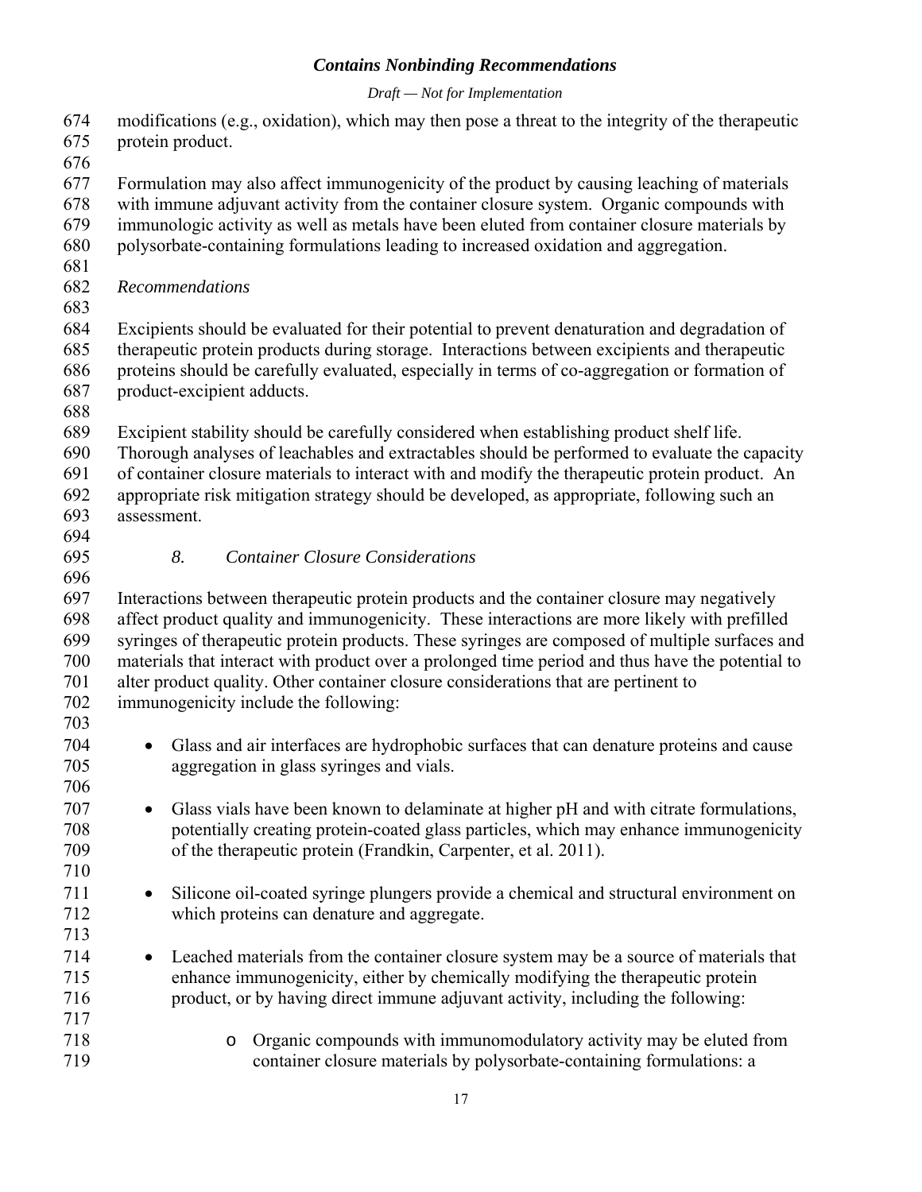modifications (e.g., oxidation), which may then pose a threat to the integrity of the therapeutic protein product.

Formulation may also affect immunogenicity of the product by causing leaching of materials with immune adjuvant activity from the container closure system. Organic compounds with immunologic activity as well as metals have been eluted from container closure materials by polysorbate-containing formulations leading to increased oxidation and aggregation.

*Recommendations*

Excipients should be evaluated for their potential to prevent denaturation and degradation of therapeutic protein products during storage. Interactions between excipients and therapeutic proteins should be carefully evaluated, especially in terms of co-aggregation or formation of product-excipient adducts.

Excipient stability should be carefully considered when establishing product shelf life. Thorough analyses of leachables and extractables should be performed to evaluate the capacity of container closure materials to interact with and modify the therapeutic protein product. An appropriate risk mitigation strategy should be developed, as appropriate, following such an assessment.

### *8. Container Closure Considerations*

Interactions between therapeutic protein products and the container closure may negatively affect product quality and immunogenicity. These interactions are more likely with prefilled syringes of therapeutic protein products. These syringes are composed of multiple surfaces and materials that interact with product over a prolonged time period and thus have the potential to alter product quality. Other container closure considerations that are pertinent to immunogenicity include the following:

- Glass and air interfaces are hydrophobic surfaces that can denature proteins and cause aggregation in glass syringes and vials.

- Glass vials have been known to delaminate at higher pH and with citrate formulations, potentially creating protein-coated glass particles, which may enhance immunogenicity of the therapeutic protein (Frandkin, Carpenter, et al. 2011).

- Silicone oil-coated syringe plungers provide a chemical and structural environment on which proteins can denature and aggregate.

- Leached materials from the container closure system may be a source of materials that enhance immunogenicity, either by chemically modifying the therapeutic protein product, or by having direct immune adjuvant activity, including the following:

    - Organic compounds with immunomodulatory activity may be eluted from container closure materials by polysorbate-containing formulations: a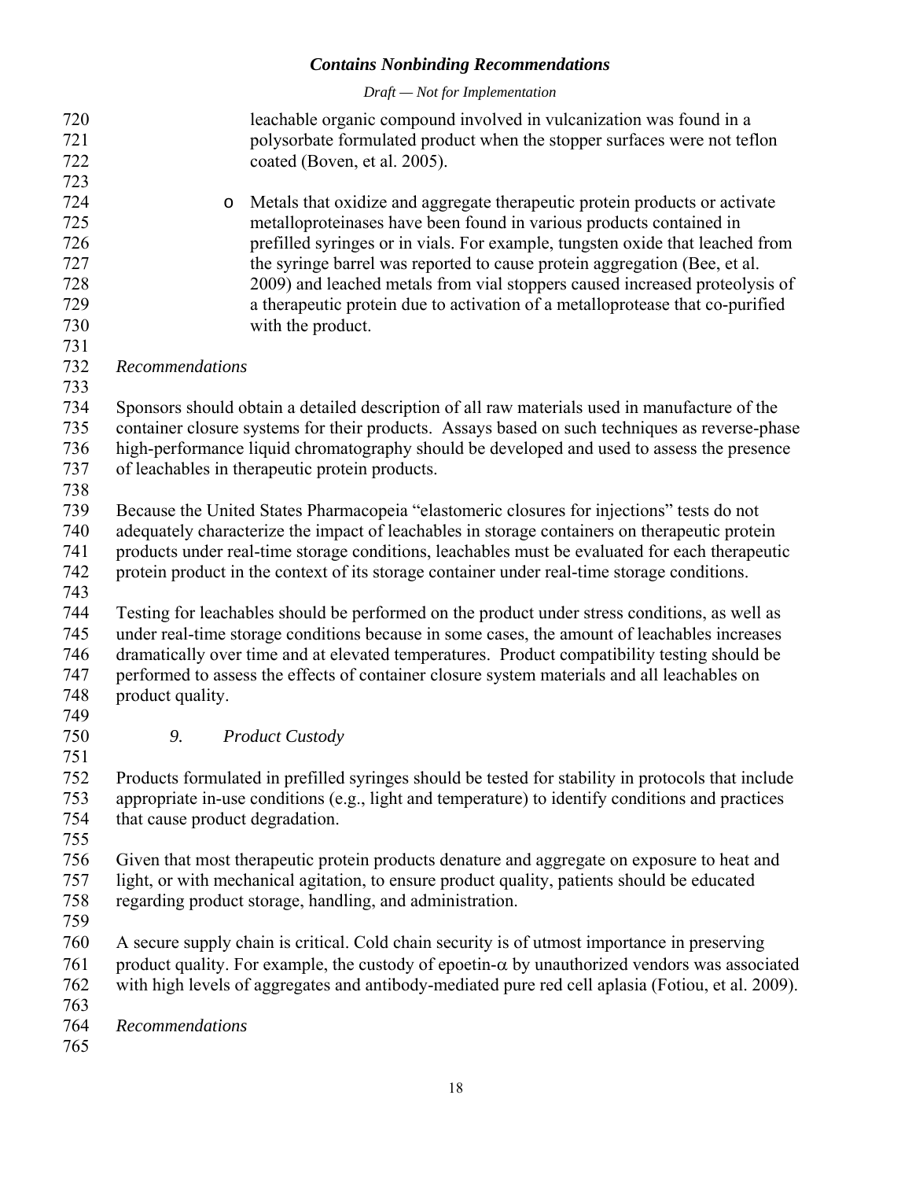leachable organic compound involved in vulcanization was found in a polysorbate formulated product when the stopper surfaces were not teflon coated (Boven, et al. 2005).

- Metals that oxidize and aggregate therapeutic protein products or activate metalloproteinases have been found in various products contained in prefilled syringes or in vials. For example, tungsten oxide that leached from the syringe barrel was reported to cause protein aggregation (Bee, et al. 2009) and leached metals from vial stoppers caused increased proteolysis of a therapeutic protein due to activation of a metalloprotease that co-purified with the product.

*Recommendations*

Sponsors should obtain a detailed description of all raw materials used in manufacture of the container closure systems for their products. Assays based on such techniques as reverse-phase high-performance liquid chromatography should be developed and used to assess the presence of leachables in therapeutic protein products.

Because the United States Pharmacopeia "elastomeric closures for injections" tests do not adequately characterize the impact of leachables in storage containers on therapeutic protein products under real-time storage conditions, leachables must be evaluated for each therapeutic protein product in the context of its storage container under real-time storage conditions.

Testing for leachables should be performed on the product under stress conditions, as well as under real-time storage conditions because in some cases, the amount of leachables increases dramatically over time and at elevated temperatures. Product compatibility testing should be performed to assess the effects of container closure system materials and all leachables on product quality.

### *9. Product Custody*

Products formulated in prefilled syringes should be tested for stability in protocols that include appropriate in-use conditions (e.g., light and temperature) to identify conditions and practices that cause product degradation.

Given that most therapeutic protein products denature and aggregate on exposure to heat and light, or with mechanical agitation, to ensure product quality, patients should be educated regarding product storage, handling, and administration.

A secure supply chain is critical. Cold chain security is of utmost importance in preserving product quality. For example, the custody of epoetin-$\alpha$ by unauthorized vendors was associated with high levels of aggregates and antibody-mediated pure red cell aplasia (Fotiou, et al. 2009).

*Recommendations*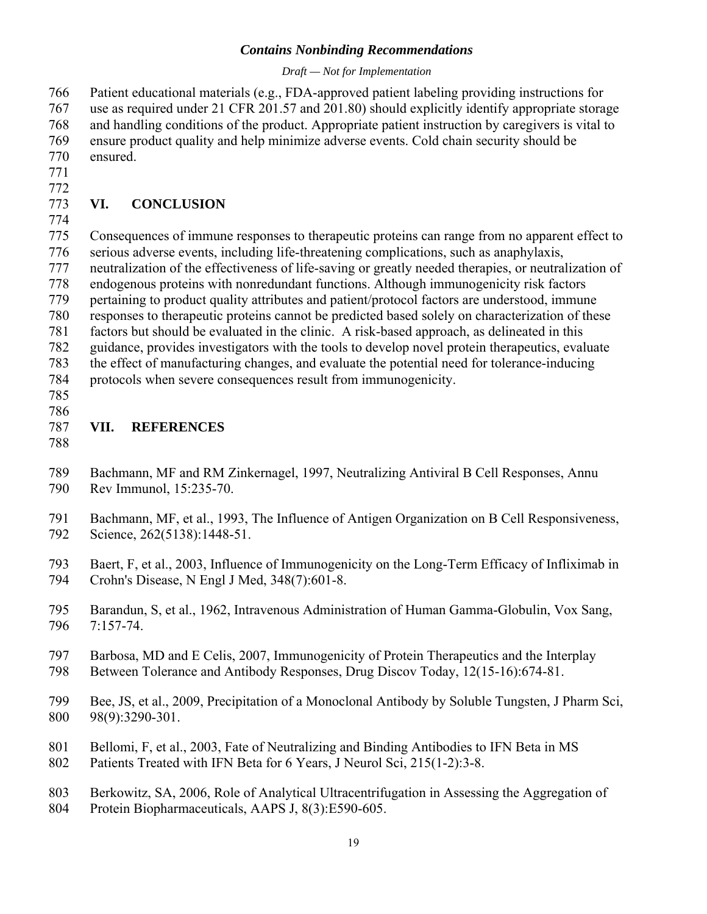Patient educational materials (e.g., FDA-approved patient labeling providing instructions for use as required under 21 CFR 201.57 and 201.80) should explicitly identify appropriate storage and handling conditions of the product. Appropriate patient instruction by caregivers is vital to ensure product quality and help minimize adverse events. Cold chain security should be ensured.

## VI. CONCLUSION

Consequences of immune responses to therapeutic proteins can range from no apparent effect to serious adverse events, including life-threatening complications, such as anaphylaxis, neutralization of the effectiveness of life-saving or greatly needed therapies, or neutralization of endogenous proteins with nonredundant functions. Although immunogenicity risk factors pertaining to product quality attributes and patient/protocol factors are understood, immune responses to therapeutic proteins cannot be predicted based solely on characterization of these factors but should be evaluated in the clinic. A risk-based approach, as delineated in this guidance, provides investigators with the tools to develop novel protein therapeutics, evaluate the effect of manufacturing changes, and evaluate the potential need for tolerance-inducing protocols when severe consequences result from immunogenicity.

## VII. REFERENCES

Bachmann, MF and RM Zinkernagel, 1997, Neutralizing Antiviral B Cell Responses, Annu Rev Immunol, 15:235-70.

Bachmann, MF, et al., 1993, The Influence of Antigen Organization on B Cell Responsiveness, Science, 262(5138):1448-51.

Baert, F, et al., 2003, Influence of Immunogenicity on the Long-Term Efficacy of Infliximab in Crohn's Disease, N Engl J Med, 348(7):601-8.

Barandun, S, et al., 1962, Intravenous Administration of Human Gamma-Globulin, Vox Sang, 7:157-74.

Barbosa, MD and E Celis, 2007, Immunogenicity of Protein Therapeutics and the Interplay Between Tolerance and Antibody Responses, Drug Discov Today, 12(15-16):674-81.

Bee, JS, et al., 2009, Precipitation of a Monoclonal Antibody by Soluble Tungsten, J Pharm Sci, 98(9):3290-301.

Bellomi, F, et al., 2003, Fate of Neutralizing and Binding Antibodies to IFN Beta in MS Patients Treated with IFN Beta for 6 Years, J Neurol Sci, 215(1-2):3-8.

Berkowitz, SA, 2006, Role of Analytical Ultracentrifugation in Assessing the Aggregation of Protein Biopharmaceuticals, AAPS J, 8(3):E590-605.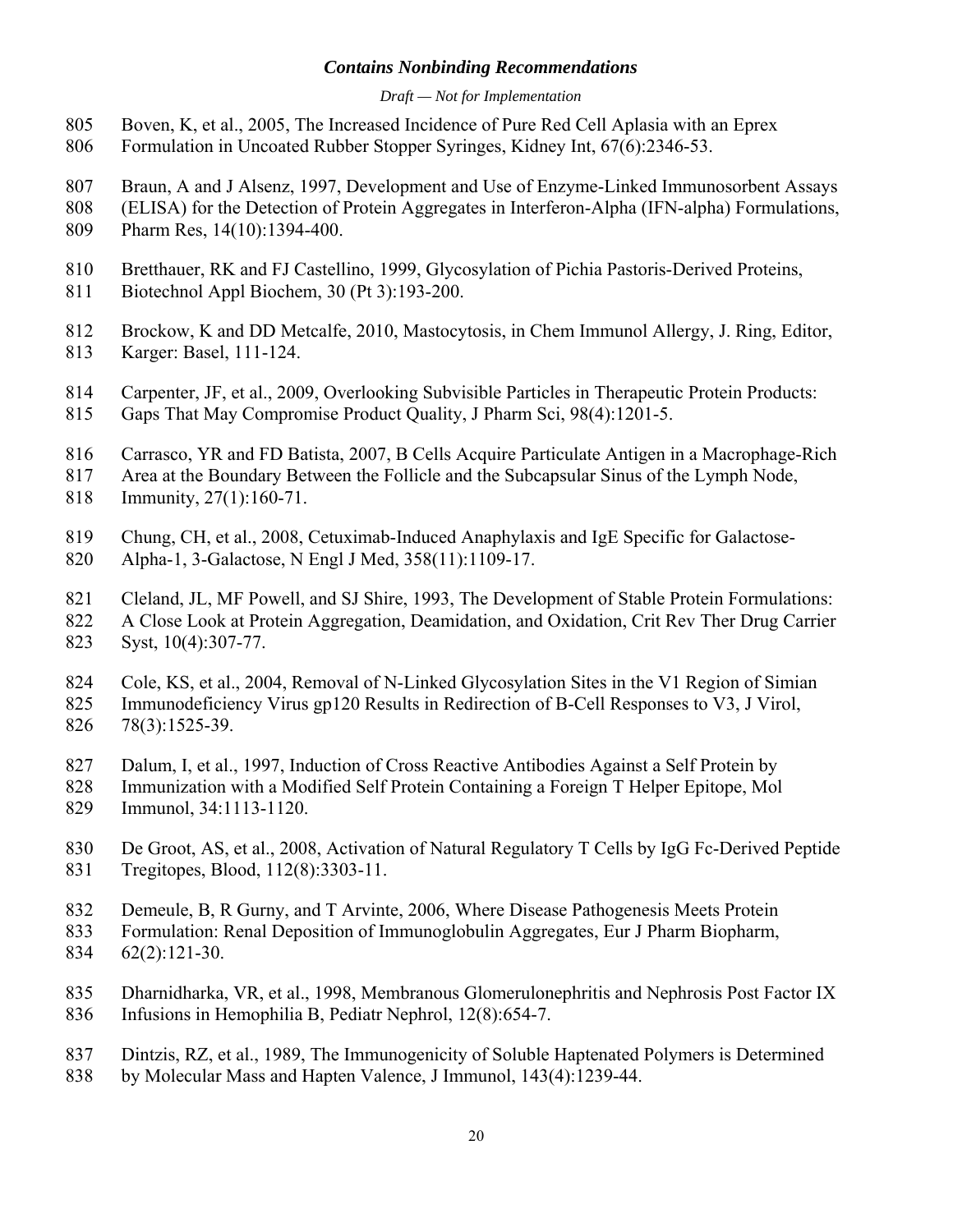Boven, K, et al., 2005, The Increased Incidence of Pure Red Cell Aplasia with an Eprex Formulation in Uncoated Rubber Stopper Syringes, Kidney Int, 67(6):2346-53.

Braun, A and J Alsenz, 1997, Development and Use of Enzyme-Linked Immunosorbent Assays (ELISA) for the Detection of Protein Aggregates in Interferon-Alpha (IFN-alpha) Formulations, Pharm Res, 14(10):1394-400.

Bretthauer, RK and FJ Castellino, 1999, Glycosylation of Pichia Pastoris-Derived Proteins, Biotechnol Appl Biochem, 30 (Pt 3):193-200.

Brockow, K and DD Metcalfe, 2010, Mastocytosis, in Chem Immunol Allergy, J. Ring, Editor, Karger: Basel, 111-124.

Carpenter, JF, et al., 2009, Overlooking Subvisible Particles in Therapeutic Protein Products: Gaps That May Compromise Product Quality, J Pharm Sci, 98(4):1201-5.

Carrasco, YR and FD Batista, 2007, B Cells Acquire Particulate Antigen in a Macrophage-Rich Area at the Boundary Between the Follicle and the Subcapsular Sinus of the Lymph Node, Immunity, 27(1):160-71.

Chung, CH, et al., 2008, Cetuximab-Induced Anaphylaxis and IgE Specific for Galactose-Alpha-1, 3-Galactose, N Engl J Med, 358(11):1109-17.

Cleland, JL, MF Powell, and SJ Shire, 1993, The Development of Stable Protein Formulations: A Close Look at Protein Aggregation, Deamidation, and Oxidation, Crit Rev Ther Drug Carrier Syst, 10(4):307-77.

Cole, KS, et al., 2004, Removal of N-Linked Glycosylation Sites in the V1 Region of Simian Immunodeficiency Virus gp120 Results in Redirection of B-Cell Responses to V3, J Virol, 78(3):1525-39.

Dalum, I, et al., 1997, Induction of Cross Reactive Antibodies Against a Self Protein by Immunization with a Modified Self Protein Containing a Foreign T Helper Epitope, Mol Immunol, 34:1113-1120.

De Groot, AS, et al., 2008, Activation of Natural Regulatory T Cells by IgG Fc-Derived Peptide Tregitopes, Blood, 112(8):3303-11.

Demeule, B, R Gurny, and T Arvinte, 2006, Where Disease Pathogenesis Meets Protein Formulation: Renal Deposition of Immunoglobulin Aggregates, Eur J Pharm Biopharm, 62(2):121-30.

Dharnidharka, VR, et al., 1998, Membranous Glomerulonephritis and Nephrosis Post Factor IX Infusions in Hemophilia B, Pediatr Nephrol, 12(8):654-7.

Dintzis, RZ, et al., 1989, The Immunogenicity of Soluble Haptenated Polymers is Determined by Molecular Mass and Hapten Valence, J Immunol, 143(4):1239-44.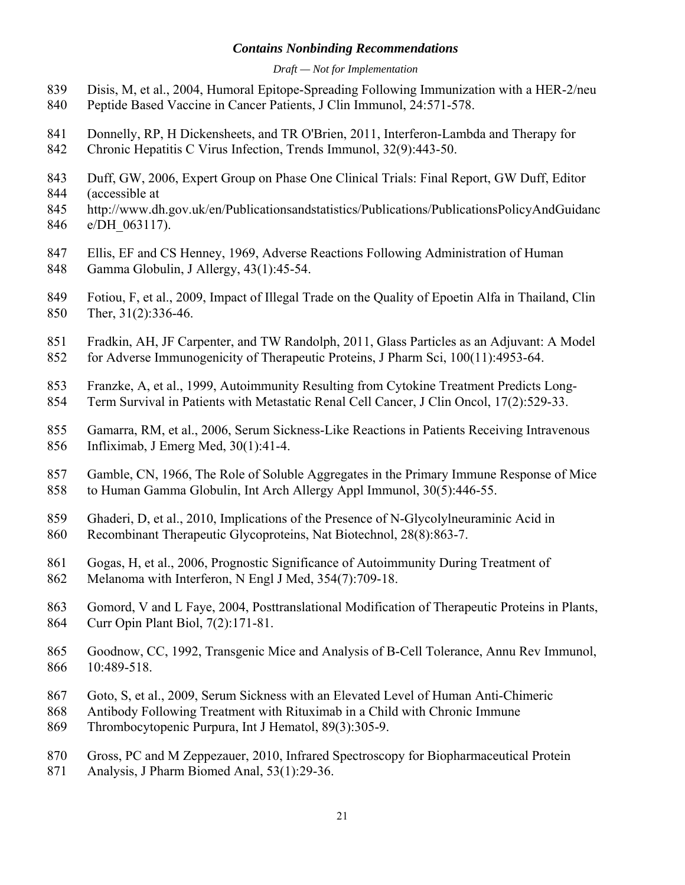839 Disis, M, et al., 2004, Humoral Epitope-Spreading Following Immunization with a HER-2/neu
840 Peptide Based Vaccine in Cancer Patients, J Clin Immunol, 24:571-578.

841 Donnelly, RP, H Dickensheets, and TR O'Brien, 2011, Interferon-Lambda and Therapy for
842 Chronic Hepatitis C Virus Infection, Trends Immunol, 32(9):443-50.

843 Duff, GW, 2006, Expert Group on Phase One Clinical Trials: Final Report, GW Duff, Editor
844 (accessible at
845 http://www.dh.gov.uk/en/Publicationsandstatistics/Publications/PublicationsPolicyAndGuidanc
846 e/DH_063117).

847 Ellis, EF and CS Henney, 1969, Adverse Reactions Following Administration of Human
848 Gamma Globulin, J Allergy, 43(1):45-54.

849 Fotiou, F, et al., 2009, Impact of Illegal Trade on the Quality of Epoetin Alfa in Thailand, Clin
850 Ther, 31(2):336-46.

851 Fradkin, AH, JF Carpenter, and TW Randolph, 2011, Glass Particles as an Adjuvant: A Model
852 for Adverse Immunogenicity of Therapeutic Proteins, J Pharm Sci, 100(11):4953-64.

853 Franzke, A, et al., 1999, Autoimmunity Resulting from Cytokine Treatment Predicts Long-
854 Term Survival in Patients with Metastatic Renal Cell Cancer, J Clin Oncol, 17(2):529-33.

855 Gamarra, RM, et al., 2006, Serum Sickness-Like Reactions in Patients Receiving Intravenous
856 Infliximab, J Emerg Med, 30(1):41-4.

857 Gamble, CN, 1966, The Role of Soluble Aggregates in the Primary Immune Response of Mice
858 to Human Gamma Globulin, Int Arch Allergy Appl Immunol, 30(5):446-55.

859 Ghaderi, D, et al., 2010, Implications of the Presence of N-Glycolylneuraminic Acid in
860 Recombinant Therapeutic Glycoproteins, Nat Biotechnol, 28(8):863-7.

861 Gogas, H, et al., 2006, Prognostic Significance of Autoimmunity During Treatment of
862 Melanoma with Interferon, N Engl J Med, 354(7):709-18.

863 Gomord, V and L Faye, 2004, Posttranslational Modification of Therapeutic Proteins in Plants,
864 Curr Opin Plant Biol, 7(2):171-81.

865 Goodnow, CC, 1992, Transgenic Mice and Analysis of B-Cell Tolerance, Annu Rev Immunol,
866 10:489-518.

867 Goto, S, et al., 2009, Serum Sickness with an Elevated Level of Human Anti-Chimeric
868 Antibody Following Treatment with Rituximab in a Child with Chronic Immune
869 Thrombocytopenic Purpura, Int J Hematol, 89(3):305-9.

870 Gross, PC and M Zeppezauer, 2010, Infrared Spectroscopy for Biopharmaceutical Protein
871 Analysis, J Pharm Biomed Anal, 53(1):29-36.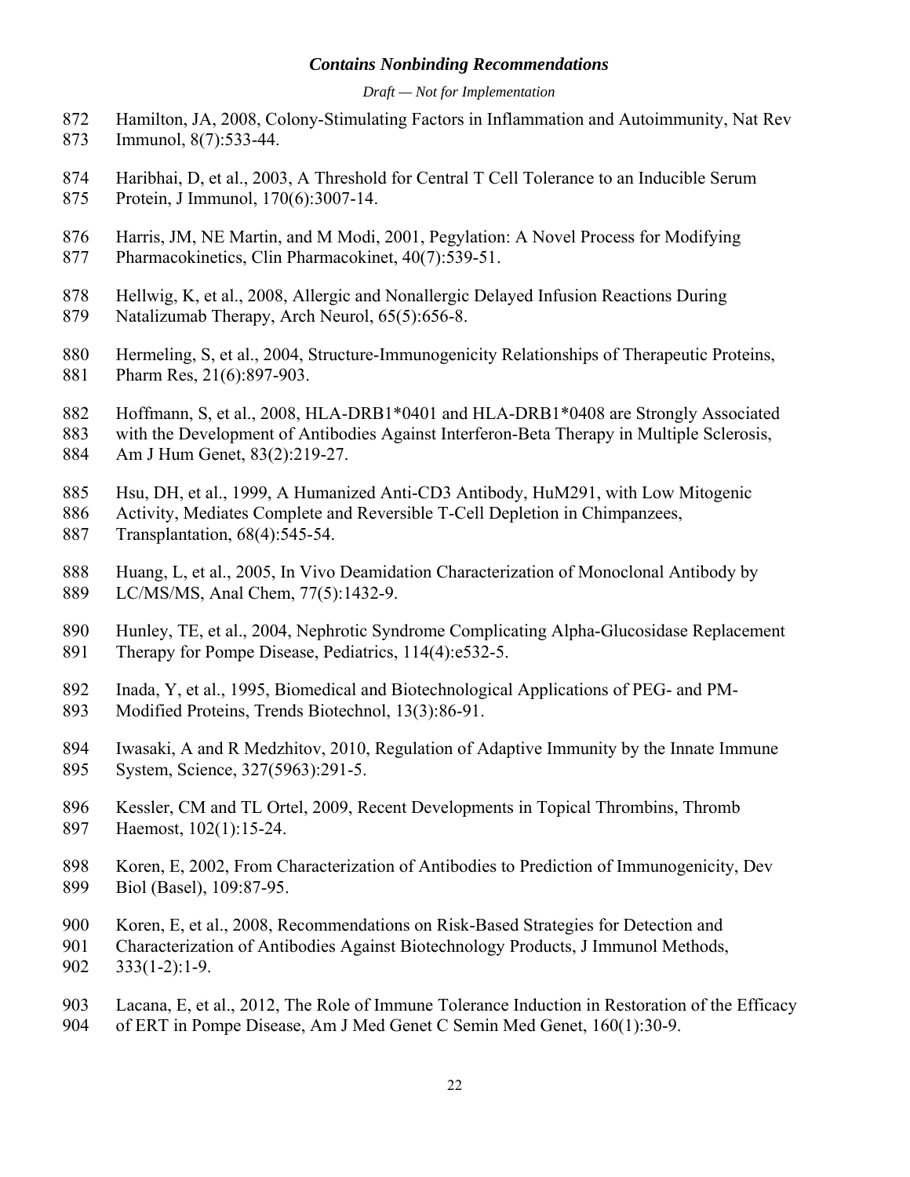Hamilton, JA, 2008, Colony-Stimulating Factors in Inflammation and Autoimmunity, Nat Rev Immunol, 8(7):533-44.

Haribhai, D, et al., 2003, A Threshold for Central T Cell Tolerance to an Inducible Serum Protein, J Immunol, 170(6):3007-14.

Harris, JM, NE Martin, and M Modi, 2001, Pegylation: A Novel Process for Modifying Pharmacokinetics, Clin Pharmacokinet, 40(7):539-51.

Hellwig, K, et al., 2008, Allergic and Nonallergic Delayed Infusion Reactions During Natalizumab Therapy, Arch Neurol, 65(5):656-8.

Hermeling, S, et al., 2004, Structure-Immunogenicity Relationships of Therapeutic Proteins, Pharm Res, 21(6):897-903.

Hoffmann, S, et al., 2008, HLA-DRB1*0401 and HLA-DRB1*0408 are Strongly Associated with the Development of Antibodies Against Interferon-Beta Therapy in Multiple Sclerosis, Am J Hum Genet, 83(2):219-27.

Hsu, DH, et al., 1999, A Humanized Anti-CD3 Antibody, HuM291, with Low Mitogenic Activity, Mediates Complete and Reversible T-Cell Depletion in Chimpanzees, Transplantation, 68(4):545-54.

Huang, L, et al., 2005, In Vivo Deamidation Characterization of Monoclonal Antibody by LC/MS/MS, Anal Chem, 77(5):1432-9.

Hunley, TE, et al., 2004, Nephrotic Syndrome Complicating Alpha-Glucosidase Replacement Therapy for Pompe Disease, Pediatrics, 114(4):e532-5.

Inada, Y, et al., 1995, Biomedical and Biotechnological Applications of PEG- and PM-Modified Proteins, Trends Biotechnol, 13(3):86-91.

Iwasaki, A and R Medzhitov, 2010, Regulation of Adaptive Immunity by the Innate Immune System, Science, 327(5963):291-5.

Kessler, CM and TL Ortel, 2009, Recent Developments in Topical Thrombins, Thromb Haemost, 102(1):15-24.

Koren, E, 2002, From Characterization of Antibodies to Prediction of Immunogenicity, Dev Biol (Basel), 109:87-95.

Koren, E, et al., 2008, Recommendations on Risk-Based Strategies for Detection and Characterization of Antibodies Against Biotechnology Products, J Immunol Methods, 333(1-2):1-9.

Lacana, E, et al., 2012, The Role of Immune Tolerance Induction in Restoration of the Efficacy of ERT in Pompe Disease, Am J Med Genet C Semin Med Genet, 160(1):30-9.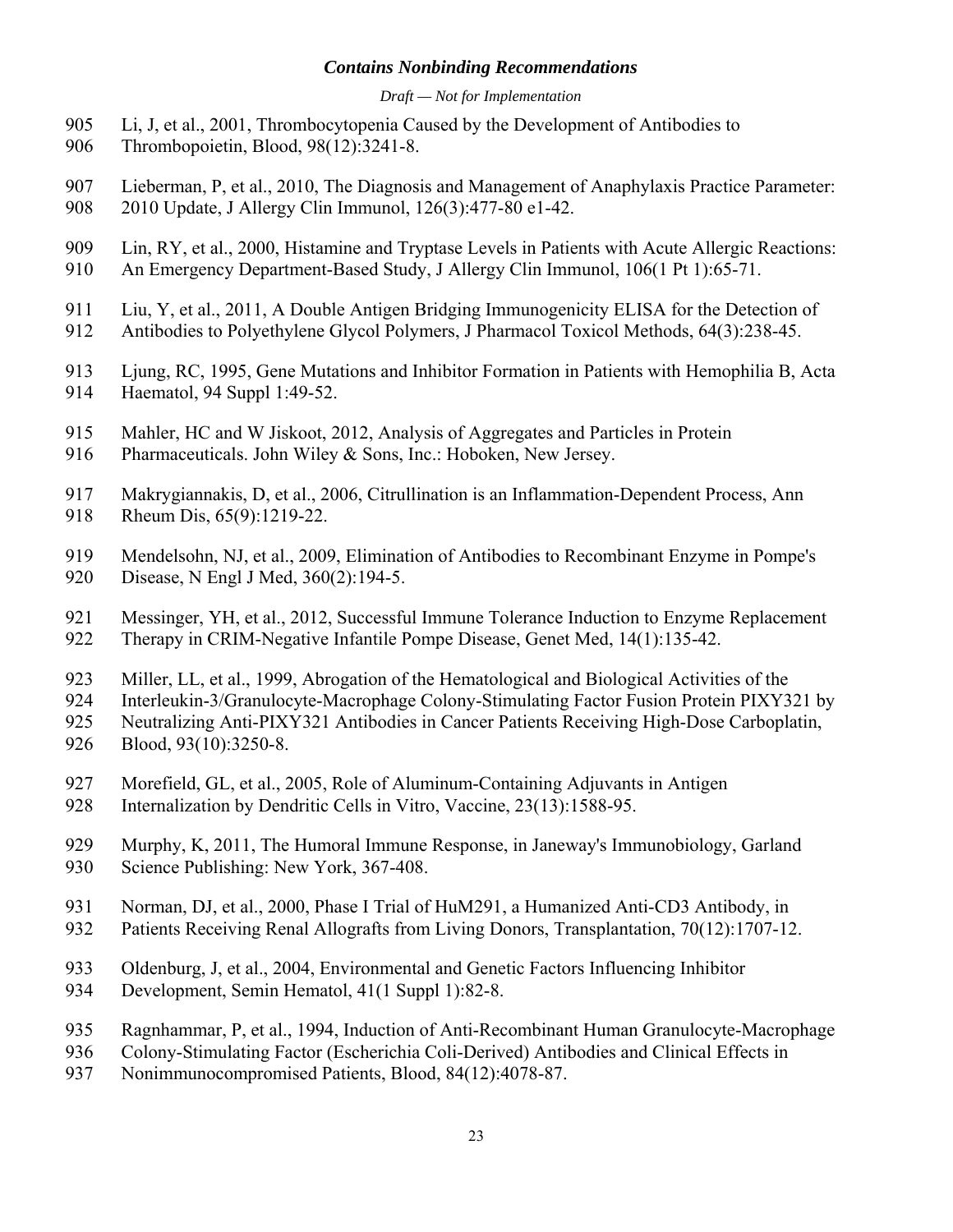Li, J, et al., 2001, Thrombocytopenia Caused by the Development of Antibodies to Thrombopoietin, Blood, 98(12):3241-8.

Lieberman, P, et al., 2010, The Diagnosis and Management of Anaphylaxis Practice Parameter: 2010 Update, J Allergy Clin Immunol, 126(3):477-80 e1-42.

Lin, RY, et al., 2000, Histamine and Tryptase Levels in Patients with Acute Allergic Reactions: An Emergency Department-Based Study, J Allergy Clin Immunol, 106(1 Pt 1):65-71.

Liu, Y, et al., 2011, A Double Antigen Bridging Immunogenicity ELISA for the Detection of Antibodies to Polyethylene Glycol Polymers, J Pharmacol Toxicol Methods, 64(3):238-45.

Ljung, RC, 1995, Gene Mutations and Inhibitor Formation in Patients with Hemophilia B, Acta Haematol, 94 Suppl 1:49-52.

Mahler, HC and W Jiskoot, 2012, Analysis of Aggregates and Particles in Protein Pharmaceuticals. John Wiley & Sons, Inc.: Hoboken, New Jersey.

Makrygiannakis, D, et al., 2006, Citrullination is an Inflammation-Dependent Process, Ann Rheum Dis, 65(9):1219-22.

Mendelsohn, NJ, et al., 2009, Elimination of Antibodies to Recombinant Enzyme in Pompe's Disease, N Engl J Med, 360(2):194-5.

Messinger, YH, et al., 2012, Successful Immune Tolerance Induction to Enzyme Replacement Therapy in CRIM-Negative Infantile Pompe Disease, Genet Med, 14(1):135-42.

Miller, LL, et al., 1999, Abrogation of the Hematological and Biological Activities of the Interleukin-3/Granulocyte-Macrophage Colony-Stimulating Factor Fusion Protein PIXY321 by Neutralizing Anti-PIXY321 Antibodies in Cancer Patients Receiving High-Dose Carboplatin, Blood, 93(10):3250-8.

Morefield, GL, et al., 2005, Role of Aluminum-Containing Adjuvants in Antigen Internalization by Dendritic Cells in Vitro, Vaccine, 23(13):1588-95.

Murphy, K, 2011, The Humoral Immune Response, in Janeway's Immunobiology, Garland Science Publishing: New York, 367-408.

Norman, DJ, et al., 2000, Phase I Trial of HuM291, a Humanized Anti-CD3 Antibody, in Patients Receiving Renal Allografts from Living Donors, Transplantation, 70(12):1707-12.

Oldenburg, J, et al., 2004, Environmental and Genetic Factors Influencing Inhibitor Development, Semin Hematol, 41(1 Suppl 1):82-8.

Ragnhammar, P, et al., 1994, Induction of Anti-Recombinant Human Granulocyte-Macrophage Colony-Stimulating Factor (Escherichia Coli-Derived) Antibodies and Clinical Effects in Nonimmunocompromised Patients, Blood, 84(12):4078-87.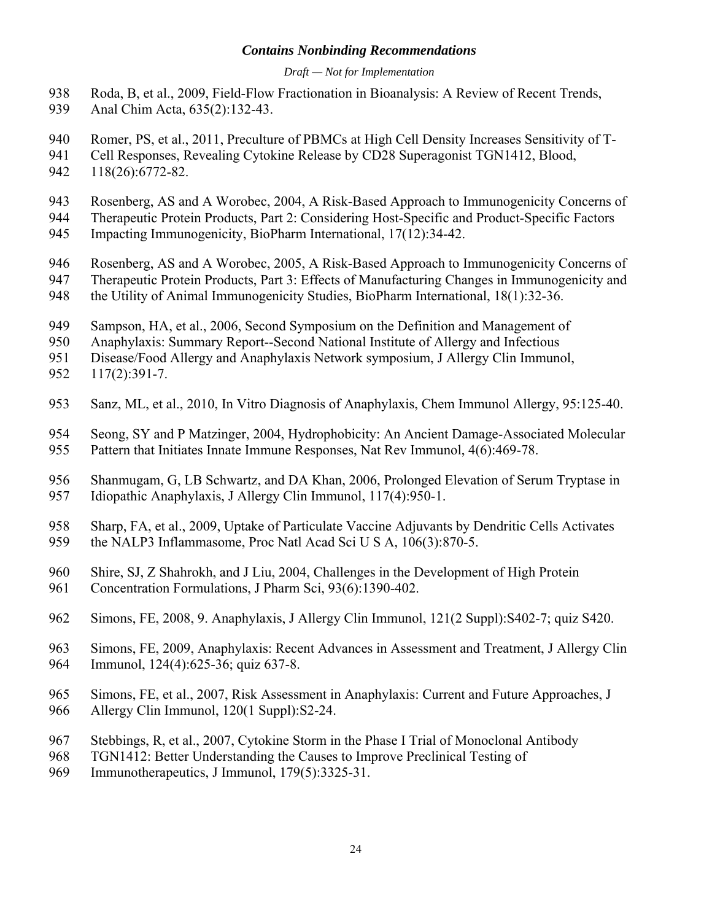Roda, B, et al., 2009, Field-Flow Fractionation in Bioanalysis: A Review of Recent Trends, Anal Chim Acta, 635(2):132-43.

Romer, PS, et al., 2011, Preculture of PBMCs at High Cell Density Increases Sensitivity of T-Cell Responses, Revealing Cytokine Release by CD28 Superagonist TGN1412, Blood, 118(26):6772-82.

Rosenberg, AS and A Worobec, 2004, A Risk-Based Approach to Immunogenicity Concerns of Therapeutic Protein Products, Part 2: Considering Host-Specific and Product-Specific Factors Impacting Immunogenicity, BioPharm International, 17(12):34-42.

Rosenberg, AS and A Worobec, 2005, A Risk-Based Approach to Immunogenicity Concerns of Therapeutic Protein Products, Part 3: Effects of Manufacturing Changes in Immunogenicity and the Utility of Animal Immunogenicity Studies, BioPharm International, 18(1):32-36.

Sampson, HA, et al., 2006, Second Symposium on the Definition and Management of Anaphylaxis: Summary Report--Second National Institute of Allergy and Infectious Disease/Food Allergy and Anaphylaxis Network symposium, J Allergy Clin Immunol, 117(2):391-7.

Sanz, ML, et al., 2010, In Vitro Diagnosis of Anaphylaxis, Chem Immunol Allergy, 95:125-40.

Seong, SY and P Matzinger, 2004, Hydrophobicity: An Ancient Damage-Associated Molecular Pattern that Initiates Innate Immune Responses, Nat Rev Immunol, 4(6):469-78.

Shanmugam, G, LB Schwartz, and DA Khan, 2006, Prolonged Elevation of Serum Tryptase in Idiopathic Anaphylaxis, J Allergy Clin Immunol, 117(4):950-1.

Sharp, FA, et al., 2009, Uptake of Particulate Vaccine Adjuvants by Dendritic Cells Activates the NALP3 Inflammasome, Proc Natl Acad Sci U S A, 106(3):870-5.

Shire, SJ, Z Shahrokh, and J Liu, 2004, Challenges in the Development of High Protein Concentration Formulations, J Pharm Sci, 93(6):1390-402.

Simons, FE, 2008, 9. Anaphylaxis, J Allergy Clin Immunol, 121(2 Suppl):S402-7; quiz S420.

Simons, FE, 2009, Anaphylaxis: Recent Advances in Assessment and Treatment, J Allergy Clin Immunol, 124(4):625-36; quiz 637-8.

Simons, FE, et al., 2007, Risk Assessment in Anaphylaxis: Current and Future Approaches, J Allergy Clin Immunol, 120(1 Suppl):S2-24.

Stebbings, R, et al., 2007, Cytokine Storm in the Phase I Trial of Monoclonal Antibody TGN1412: Better Understanding the Causes to Improve Preclinical Testing of Immunotherapeutics, J Immunol, 179(5):3325-31.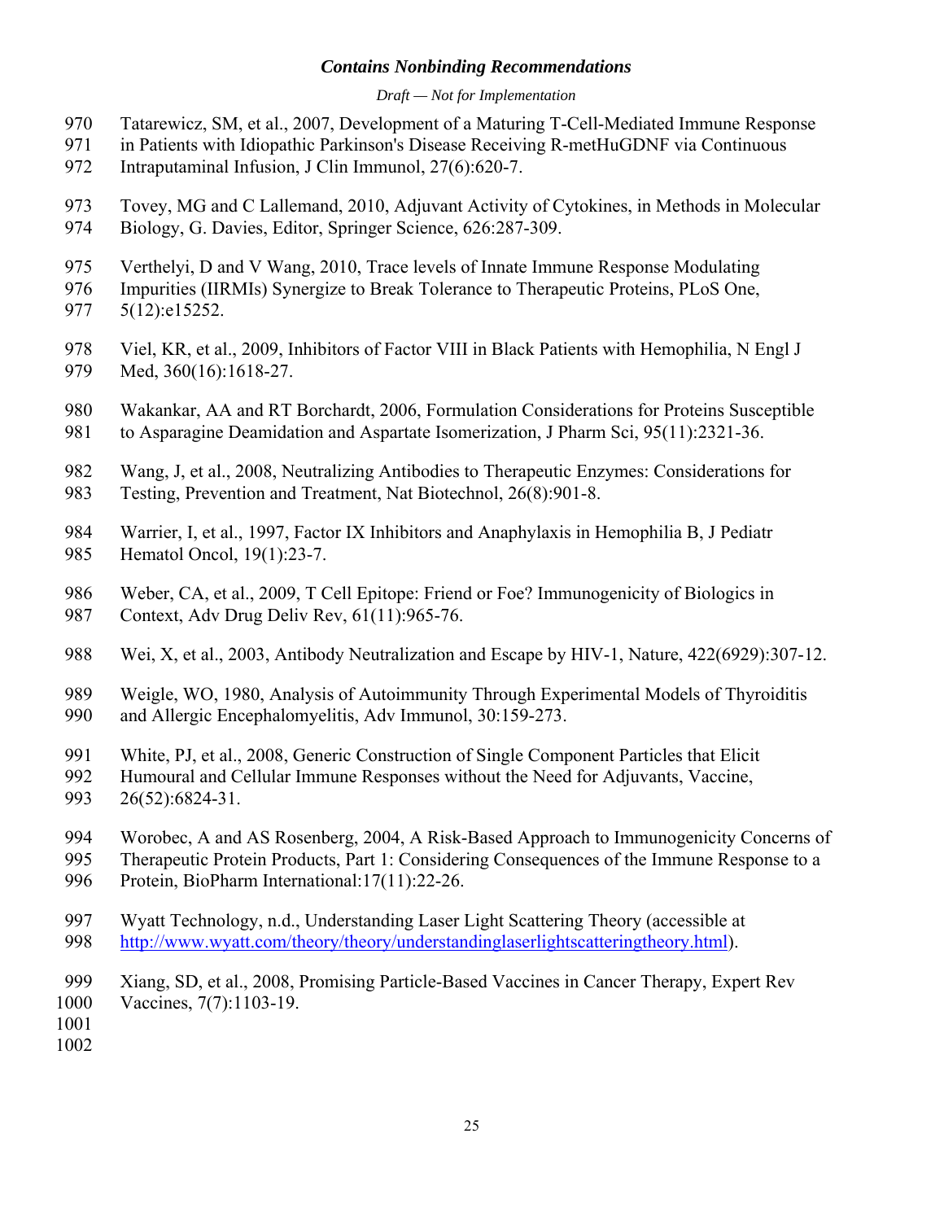Tatarewicz, SM, et al., 2007, Development of a Maturing T-Cell-Mediated Immune Response in Patients with Idiopathic Parkinson's Disease Receiving R-metHuGDNF via Continuous Intraputaminal Infusion, J Clin Immunol, 27(6):620-7.

Tovey, MG and C Lallemand, 2010, Adjuvant Activity of Cytokines, in Methods in Molecular Biology, G. Davies, Editor, Springer Science, 626:287-309.

Verthelyi, D and V Wang, 2010, Trace levels of Innate Immune Response Modulating Impurities (IIRMIs) Synergize to Break Tolerance to Therapeutic Proteins, PLoS One, 5(12):e15252.

Viel, KR, et al., 2009, Inhibitors of Factor VIII in Black Patients with Hemophilia, N Engl J Med, 360(16):1618-27.

Wakankar, AA and RT Borchardt, 2006, Formulation Considerations for Proteins Susceptible to Asparagine Deamidation and Aspartate Isomerization, J Pharm Sci, 95(11):2321-36.

Wang, J, et al., 2008, Neutralizing Antibodies to Therapeutic Enzymes: Considerations for Testing, Prevention and Treatment, Nat Biotechnol, 26(8):901-8.

Warrier, I, et al., 1997, Factor IX Inhibitors and Anaphylaxis in Hemophilia B, J Pediatr Hematol Oncol, 19(1):23-7.

Weber, CA, et al., 2009, T Cell Epitope: Friend or Foe? Immunogenicity of Biologics in Context, Adv Drug Deliv Rev, 61(11):965-76.

Wei, X, et al., 2003, Antibody Neutralization and Escape by HIV-1, Nature, 422(6929):307-12.

Weigle, WO, 1980, Analysis of Autoimmunity Through Experimental Models of Thyroiditis and Allergic Encephalomyelitis, Adv Immunol, 30:159-273.

White, PJ, et al., 2008, Generic Construction of Single Component Particles that Elicit Humoural and Cellular Immune Responses without the Need for Adjuvants, Vaccine, 26(52):6824-31.

Worobec, A and AS Rosenberg, 2004, A Risk-Based Approach to Immunogenicity Concerns of Therapeutic Protein Products, Part 1: Considering Consequences of the Immune Response to a Protein, BioPharm International:17(11):22-26.

Wyatt Technology, n.d., Understanding Laser Light Scattering Theory (accessible at http://www.wyatt.com/theory/theory/understandinglaserlightscatteringtheory.html).

Xiang, SD, et al., 2008, Promising Particle-Based Vaccines in Cancer Therapy, Expert Rev Vaccines, 7(7):1103-19.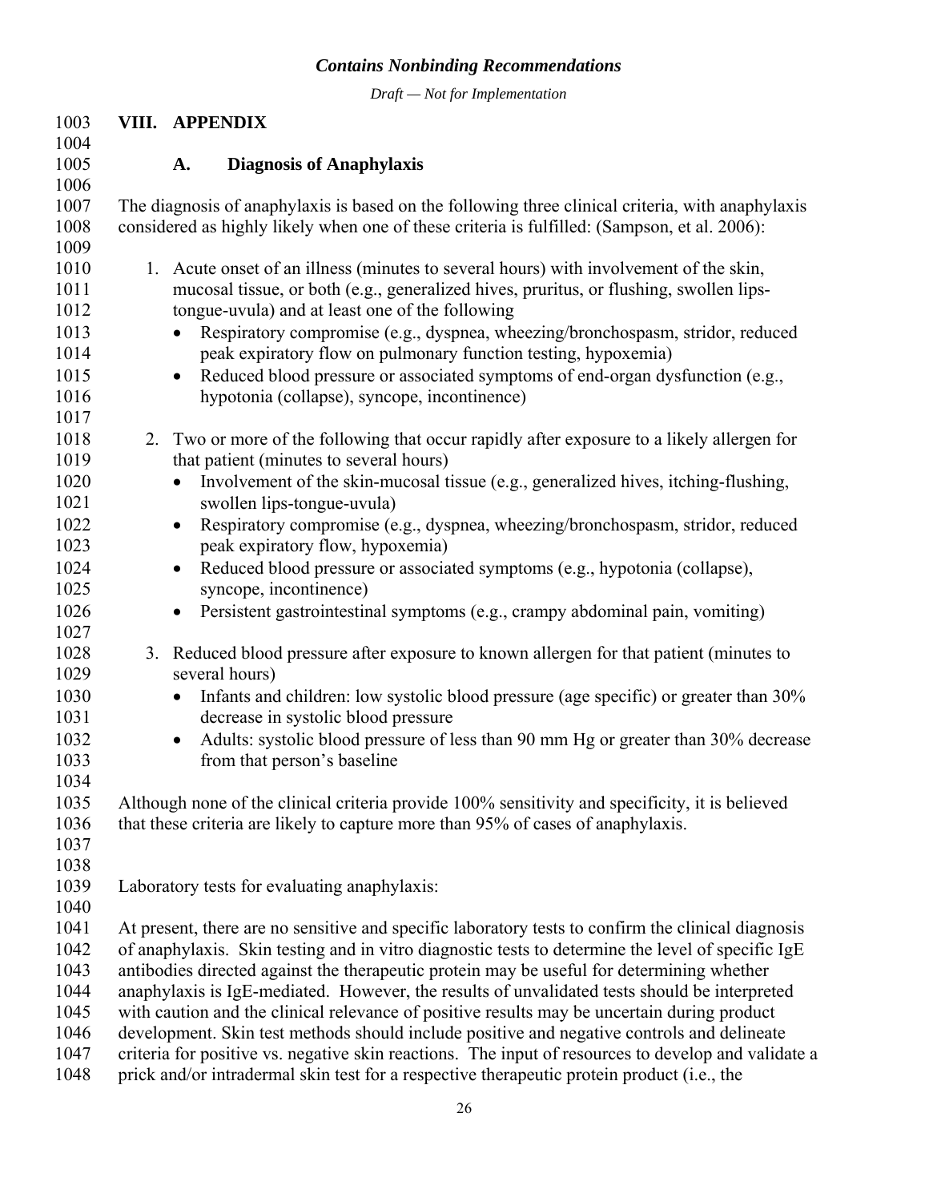## VIII. APPENDIX

### A. Diagnosis of Anaphylaxis

The diagnosis of anaphylaxis is based on the following three clinical criteria, with anaphylaxis considered as highly likely when one of these criteria is fulfilled: (Sampson, et al. 2006):

1. Acute onset of an illness (minutes to several hours) with involvement of the skin, mucosal tissue, or both (e.g., generalized hives, pruritus, or flushing, swollen lips-tongue-uvula) and at least one of the following
   - Respiratory compromise (e.g., dyspnea, wheezing/bronchospasm, stridor, reduced peak expiratory flow on pulmonary function testing, hypoxemia)
   - Reduced blood pressure or associated symptoms of end-organ dysfunction (e.g., hypotonia (collapse), syncope, incontinence)

2. Two or more of the following that occur rapidly after exposure to a likely allergen for that patient (minutes to several hours)
   - Involvement of the skin-mucosal tissue (e.g., generalized hives, itching-flushing, swollen lips-tongue-uvula)
   - Respiratory compromise (e.g., dyspnea, wheezing/bronchospasm, stridor, reduced peak expiratory flow, hypoxemia)
   - Reduced blood pressure or associated symptoms (e.g., hypotonia (collapse), syncope, incontinence)
   - Persistent gastrointestinal symptoms (e.g., crampy abdominal pain, vomiting)

3. Reduced blood pressure after exposure to known allergen for that patient (minutes to several hours)
   - Infants and children: low systolic blood pressure (age specific) or greater than 30% decrease in systolic blood pressure
   - Adults: systolic blood pressure of less than 90 mm Hg or greater than 30% decrease from that person's baseline

Although none of the clinical criteria provide 100% sensitivity and specificity, it is believed that these criteria are likely to capture more than 95% of cases of anaphylaxis.

Laboratory tests for evaluating anaphylaxis:

At present, there are no sensitive and specific laboratory tests to confirm the clinical diagnosis of anaphylaxis. Skin testing and in vitro diagnostic tests to determine the level of specific IgE antibodies directed against the therapeutic protein may be useful for determining whether anaphylaxis is IgE-mediated. However, the results of unvalidated tests should be interpreted with caution and the clinical relevance of positive results may be uncertain during product development. Skin test methods should include positive and negative controls and delineate criteria for positive vs. negative skin reactions. The input of resources to develop and validate a prick and/or intradermal skin test for a respective therapeutic protein product (i.e., the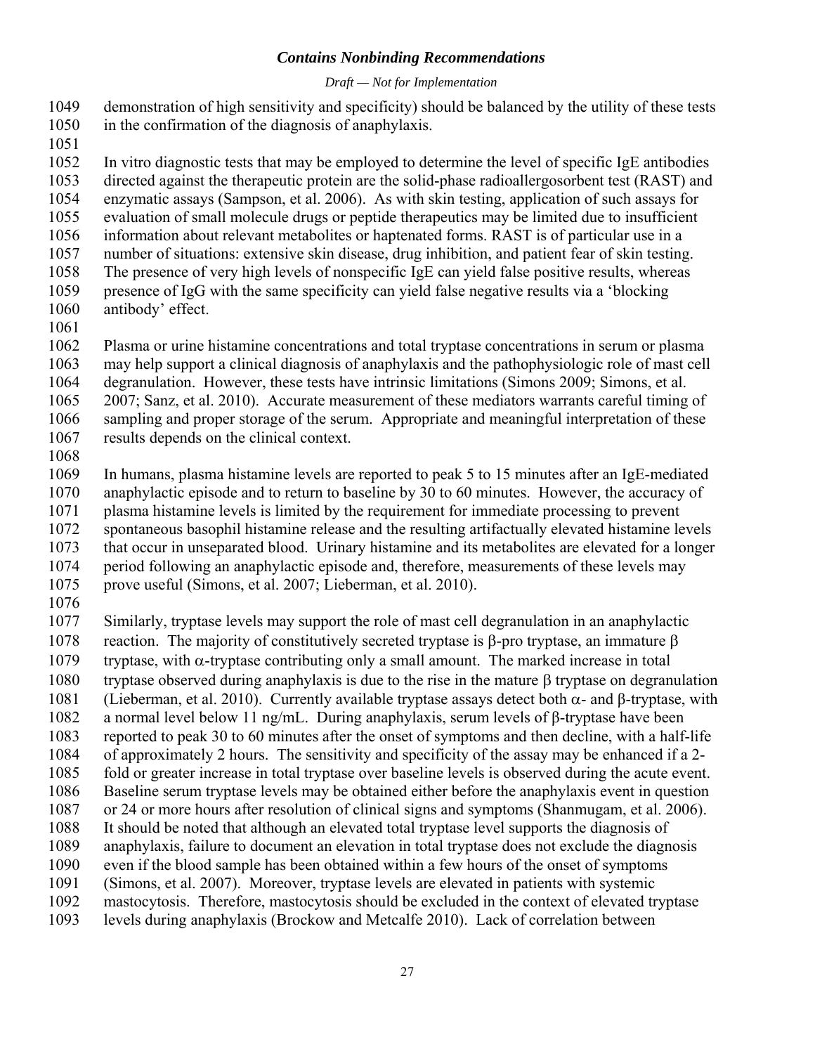demonstration of high sensitivity and specificity) should be balanced by the utility of these tests in the confirmation of the diagnosis of anaphylaxis.

In vitro diagnostic tests that may be employed to determine the level of specific IgE antibodies directed against the therapeutic protein are the solid-phase radioallergosorbent test (RAST) and enzymatic assays (Sampson, et al. 2006). As with skin testing, application of such assays for evaluation of small molecule drugs or peptide therapeutics may be limited due to insufficient information about relevant metabolites or haptenated forms. RAST is of particular use in a number of situations: extensive skin disease, drug inhibition, and patient fear of skin testing. The presence of very high levels of nonspecific IgE can yield false positive results, whereas presence of IgG with the same specificity can yield false negative results via a 'blocking antibody' effect.

Plasma or urine histamine concentrations and total tryptase concentrations in serum or plasma may help support a clinical diagnosis of anaphylaxis and the pathophysiologic role of mast cell degranulation. However, these tests have intrinsic limitations (Simons 2009; Simons, et al. 2007; Sanz, et al. 2010). Accurate measurement of these mediators warrants careful timing of sampling and proper storage of the serum. Appropriate and meaningful interpretation of these results depends on the clinical context.

In humans, plasma histamine levels are reported to peak 5 to 15 minutes after an IgE-mediated anaphylactic episode and to return to baseline by 30 to 60 minutes. However, the accuracy of plasma histamine levels is limited by the requirement for immediate processing to prevent spontaneous basophil histamine release and the resulting artifactually elevated histamine levels that occur in unseparated blood. Urinary histamine and its metabolites are elevated for a longer period following an anaphylactic episode and, therefore, measurements of these levels may prove useful (Simons, et al. 2007; Lieberman, et al. 2010).

Similarly, tryptase levels may support the role of mast cell degranulation in an anaphylactic reaction. The majority of constitutively secreted tryptase is β-pro tryptase, an immature β tryptase, with α-tryptase contributing only a small amount. The marked increase in total tryptase observed during anaphylaxis is due to the rise in the mature β tryptase on degranulation (Lieberman, et al. 2010). Currently available tryptase assays detect both α- and β-tryptase, with a normal level below 11 ng/mL. During anaphylaxis, serum levels of β-tryptase have been reported to peak 30 to 60 minutes after the onset of symptoms and then decline, with a half-life of approximately 2 hours. The sensitivity and specificity of the assay may be enhanced if a 2-fold or greater increase in total tryptase over baseline levels is observed during the acute event. Baseline serum tryptase levels may be obtained either before the anaphylaxis event in question or 24 or more hours after resolution of clinical signs and symptoms (Shanmugam, et al. 2006). It should be noted that although an elevated total tryptase level supports the diagnosis of anaphylaxis, failure to document an elevation in total tryptase does not exclude the diagnosis even if the blood sample has been obtained within a few hours of the onset of symptoms (Simons, et al. 2007). Moreover, tryptase levels are elevated in patients with systemic mastocytosis. Therefore, mastocytosis should be excluded in the context of elevated tryptase levels during anaphylaxis (Brockow and Metcalfe 2010). Lack of correlation between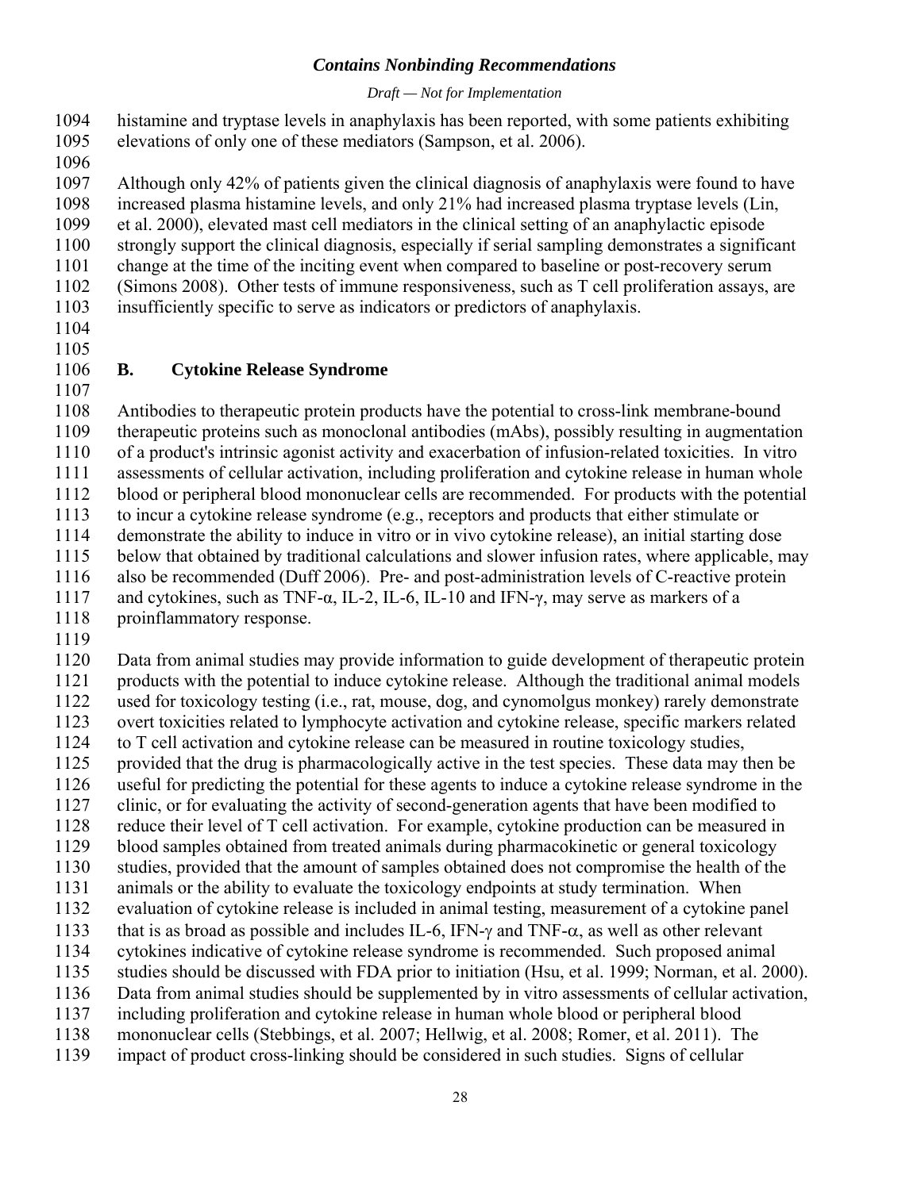histamine and tryptase levels in anaphylaxis has been reported, with some patients exhibiting elevations of only one of these mediators (Sampson, et al. 2006).

Although only 42% of patients given the clinical diagnosis of anaphylaxis were found to have increased plasma histamine levels, and only 21% had increased plasma tryptase levels (Lin, et al. 2000), elevated mast cell mediators in the clinical setting of an anaphylactic episode strongly support the clinical diagnosis, especially if serial sampling demonstrates a significant change at the time of the inciting event when compared to baseline or post-recovery serum (Simons 2008). Other tests of immune responsiveness, such as T cell proliferation assays, are insufficiently specific to serve as indicators or predictors of anaphylaxis.

## B. Cytokine Release Syndrome

Antibodies to therapeutic protein products have the potential to cross-link membrane-bound therapeutic proteins such as monoclonal antibodies (mAbs), possibly resulting in augmentation of a product's intrinsic agonist activity and exacerbation of infusion-related toxicities. In vitro assessments of cellular activation, including proliferation and cytokine release in human whole blood or peripheral blood mononuclear cells are recommended. For products with the potential to incur a cytokine release syndrome (e.g., receptors and products that either stimulate or demonstrate the ability to induce in vitro or in vivo cytokine release), an initial starting dose below that obtained by traditional calculations and slower infusion rates, where applicable, may also be recommended (Duff 2006). Pre- and post-administration levels of C-reactive protein and cytokines, such as TNF-α, IL-2, IL-6, IL-10 and IFN-γ, may serve as markers of a proinflammatory response.

Data from animal studies may provide information to guide development of therapeutic protein products with the potential to induce cytokine release. Although the traditional animal models used for toxicology testing (i.e., rat, mouse, dog, and cynomolgus monkey) rarely demonstrate overt toxicities related to lymphocyte activation and cytokine release, specific markers related to T cell activation and cytokine release can be measured in routine toxicology studies, provided that the drug is pharmacologically active in the test species. These data may then be useful for predicting the potential for these agents to induce a cytokine release syndrome in the clinic, or for evaluating the activity of second-generation agents that have been modified to reduce their level of T cell activation. For example, cytokine production can be measured in blood samples obtained from treated animals during pharmacokinetic or general toxicology studies, provided that the amount of samples obtained does not compromise the health of the animals or the ability to evaluate the toxicology endpoints at study termination. When evaluation of cytokine release is included in animal testing, measurement of a cytokine panel that is as broad as possible and includes IL-6, IFN-γ and TNF-α, as well as other relevant cytokines indicative of cytokine release syndrome is recommended. Such proposed animal studies should be discussed with FDA prior to initiation (Hsu, et al. 1999; Norman, et al. 2000). Data from animal studies should be supplemented by in vitro assessments of cellular activation, including proliferation and cytokine release in human whole blood or peripheral blood mononuclear cells (Stebbings, et al. 2007; Hellwig, et al. 2008; Romer, et al. 2011). The impact of product cross-linking should be considered in such studies. Signs of cellular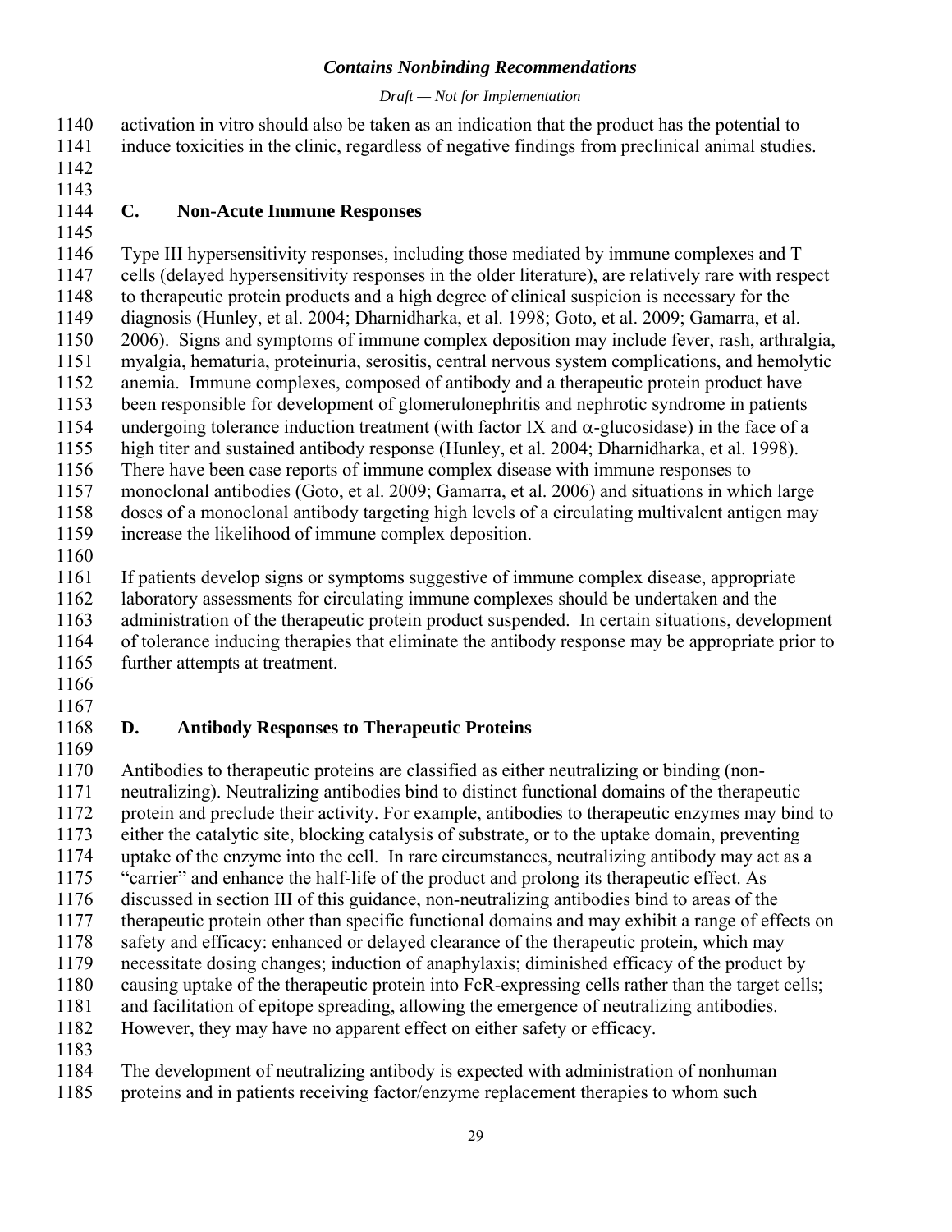activation in vitro should also be taken as an indication that the product has the potential to induce toxicities in the clinic, regardless of negative findings from preclinical animal studies.

### C. Non-Acute Immune Responses

Type III hypersensitivity responses, including those mediated by immune complexes and T cells (delayed hypersensitivity responses in the older literature), are relatively rare with respect to therapeutic protein products and a high degree of clinical suspicion is necessary for the diagnosis (Hunley, et al. 2004; Dharnidharka, et al. 1998; Goto, et al. 2009; Gamarra, et al. 2006). Signs and symptoms of immune complex deposition may include fever, rash, arthralgia, myalgia, hematuria, proteinuria, serositis, central nervous system complications, and hemolytic anemia. Immune complexes, composed of antibody and a therapeutic protein product have been responsible for development of glomerulonephritis and nephrotic syndrome in patients undergoing tolerance induction treatment (with factor IX and $\alpha$-glucosidase) in the face of a high titer and sustained antibody response (Hunley, et al. 2004; Dharnidharka, et al. 1998). There have been case reports of immune complex disease with immune responses to monoclonal antibodies (Goto, et al. 2009; Gamarra, et al. 2006) and situations in which large doses of a monoclonal antibody targeting high levels of a circulating multivalent antigen may increase the likelihood of immune complex deposition.

If patients develop signs or symptoms suggestive of immune complex disease, appropriate laboratory assessments for circulating immune complexes should be undertaken and the administration of the therapeutic protein product suspended. In certain situations, development of tolerance inducing therapies that eliminate the antibody response may be appropriate prior to further attempts at treatment.

### D. Antibody Responses to Therapeutic Proteins

Antibodies to therapeutic proteins are classified as either neutralizing or binding (non-neutralizing). Neutralizing antibodies bind to distinct functional domains of the therapeutic protein and preclude their activity. For example, antibodies to therapeutic enzymes may bind to either the catalytic site, blocking catalysis of substrate, or to the uptake domain, preventing uptake of the enzyme into the cell. In rare circumstances, neutralizing antibody may act as a "carrier" and enhance the half-life of the product and prolong its therapeutic effect. As discussed in section III of this guidance, non-neutralizing antibodies bind to areas of the therapeutic protein other than specific functional domains and may exhibit a range of effects on safety and efficacy: enhanced or delayed clearance of the therapeutic protein, which may necessitate dosing changes; induction of anaphylaxis; diminished efficacy of the product by causing uptake of the therapeutic protein into FcR-expressing cells rather than the target cells; and facilitation of epitope spreading, allowing the emergence of neutralizing antibodies. However, they may have no apparent effect on either safety or efficacy.

The development of neutralizing antibody is expected with administration of nonhuman proteins and in patients receiving factor/enzyme replacement therapies to whom such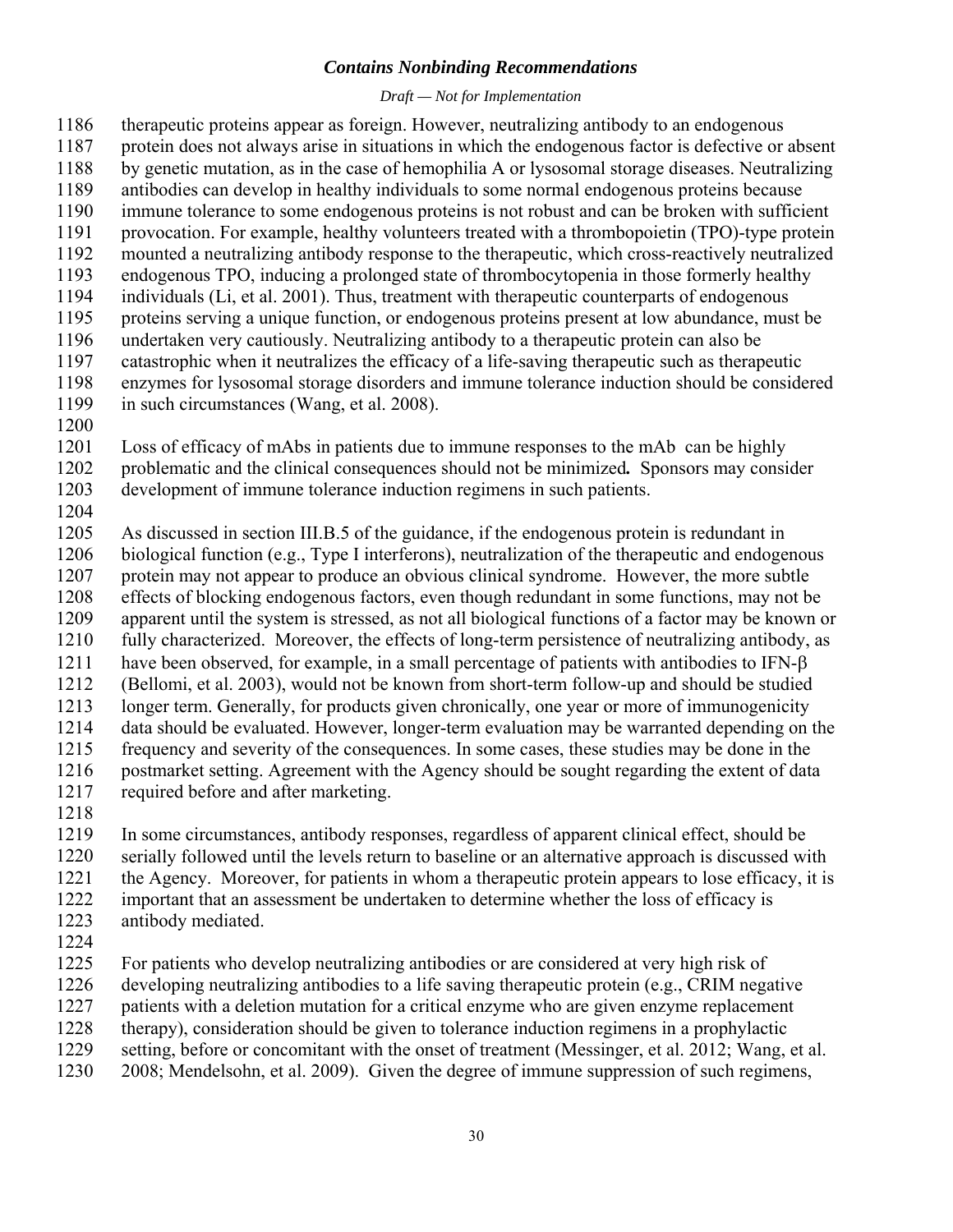therapeutic proteins appear as foreign. However, neutralizing antibody to an endogenous protein does not always arise in situations in which the endogenous factor is defective or absent by genetic mutation, as in the case of hemophilia A or lysosomal storage diseases. Neutralizing antibodies can develop in healthy individuals to some normal endogenous proteins because immune tolerance to some endogenous proteins is not robust and can be broken with sufficient provocation. For example, healthy volunteers treated with a thrombopoietin (TPO)-type protein mounted a neutralizing antibody response to the therapeutic, which cross-reactively neutralized endogenous TPO, inducing a prolonged state of thrombocytopenia in those formerly healthy individuals (Li, et al. 2001). Thus, treatment with therapeutic counterparts of endogenous proteins serving a unique function, or endogenous proteins present at low abundance, must be undertaken very cautiously. Neutralizing antibody to a therapeutic protein can also be catastrophic when it neutralizes the efficacy of a life-saving therapeutic such as therapeutic enzymes for lysosomal storage disorders and immune tolerance induction should be considered in such circumstances (Wang, et al. 2008).

Loss of efficacy of mAbs in patients due to immune responses to the mAb can be highly problematic and the clinical consequences should not be minimized**.** Sponsors may consider development of immune tolerance induction regimens in such patients.

As discussed in section III.B.5 of the guidance, if the endogenous protein is redundant in biological function (e.g., Type I interferons), neutralization of the therapeutic and endogenous protein may not appear to produce an obvious clinical syndrome. However, the more subtle effects of blocking endogenous factors, even though redundant in some functions, may not be apparent until the system is stressed, as not all biological functions of a factor may be known or fully characterized. Moreover, the effects of long-term persistence of neutralizing antibody, as have been observed, for example, in a small percentage of patients with antibodies to IFN-$\beta$ (Bellomi, et al. 2003), would not be known from short-term follow-up and should be studied longer term. Generally, for products given chronically, one year or more of immunogenicity data should be evaluated. However, longer-term evaluation may be warranted depending on the frequency and severity of the consequences. In some cases, these studies may be done in the postmarket setting. Agreement with the Agency should be sought regarding the extent of data required before and after marketing.

In some circumstances, antibody responses, regardless of apparent clinical effect, should be serially followed until the levels return to baseline or an alternative approach is discussed with the Agency. Moreover, for patients in whom a therapeutic protein appears to lose efficacy, it is important that an assessment be undertaken to determine whether the loss of efficacy is antibody mediated.

For patients who develop neutralizing antibodies or are considered at very high risk of developing neutralizing antibodies to a life saving therapeutic protein (e.g., CRIM negative patients with a deletion mutation for a critical enzyme who are given enzyme replacement therapy), consideration should be given to tolerance induction regimens in a prophylactic setting, before or concomitant with the onset of treatment (Messinger, et al. 2012; Wang, et al. 2008; Mendelsohn, et al. 2009). Given the degree of immune suppression of such regimens,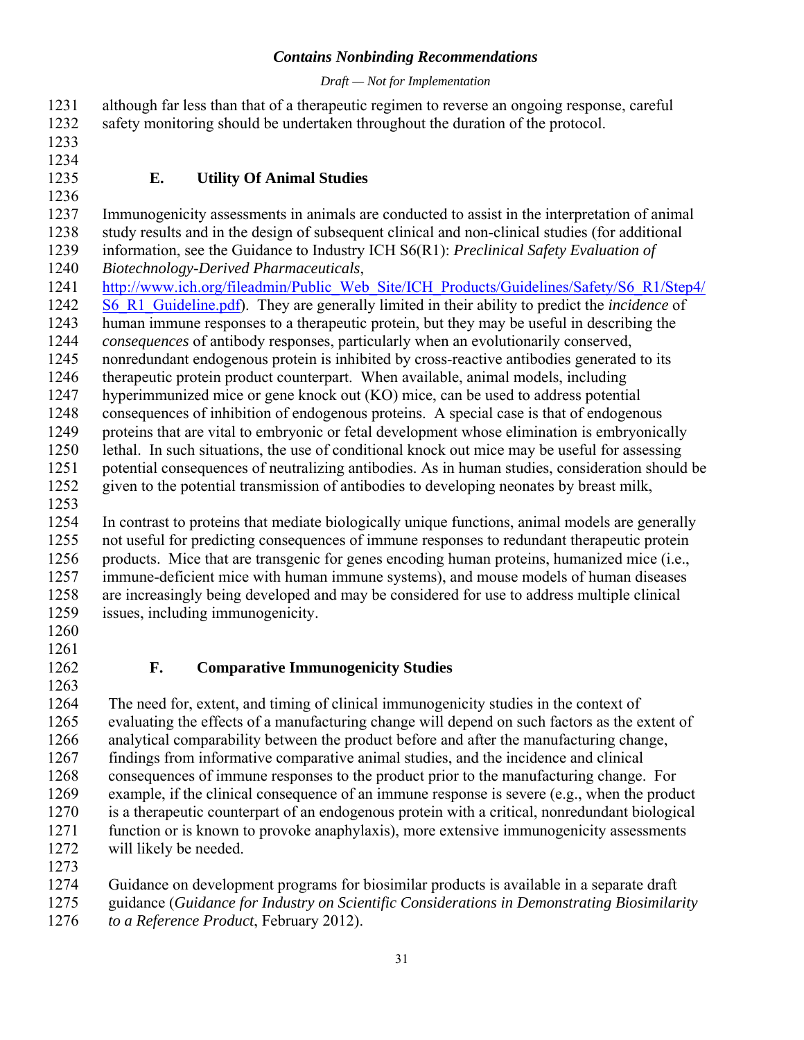although far less than that of a therapeutic regimen to reverse an ongoing response, careful safety monitoring should be undertaken throughout the duration of the protocol.

### E. Utility Of Animal Studies

Immunogenicity assessments in animals are conducted to assist in the interpretation of animal study results and in the design of subsequent clinical and non-clinical studies (for additional information, see the Guidance to Industry ICH S6(R1): *Preclinical Safety Evaluation of Biotechnology-Derived Pharmaceuticals*, http://www.ich.org/fileadmin/Public_Web_Site/ICH_Products/Guidelines/Safety/S6_R1/Step4/S6_R1_Guideline.pdf). They are generally limited in their ability to predict the *incidence* of human immune responses to a therapeutic protein, but they may be useful in describing the *consequences* of antibody responses, particularly when an evolutionarily conserved, nonredundant endogenous protein is inhibited by cross-reactive antibodies generated to its therapeutic protein product counterpart. When available, animal models, including hyperimmunized mice or gene knock out (KO) mice, can be used to address potential consequences of inhibition of endogenous proteins. A special case is that of endogenous proteins that are vital to embryonic or fetal development whose elimination is embryonically lethal. In such situations, the use of conditional knock out mice may be useful for assessing potential consequences of neutralizing antibodies. As in human studies, consideration should be given to the potential transmission of antibodies to developing neonates by breast milk,

In contrast to proteins that mediate biologically unique functions, animal models are generally not useful for predicting consequences of immune responses to redundant therapeutic protein products. Mice that are transgenic for genes encoding human proteins, humanized mice (i.e., immune-deficient mice with human immune systems), and mouse models of human diseases are increasingly being developed and may be considered for use to address multiple clinical issues, including immunogenicity.

### F. Comparative Immunogenicity Studies

The need for, extent, and timing of clinical immunogenicity studies in the context of evaluating the effects of a manufacturing change will depend on such factors as the extent of analytical comparability between the product before and after the manufacturing change, findings from informative comparative animal studies, and the incidence and clinical consequences of immune responses to the product prior to the manufacturing change. For example, if the clinical consequence of an immune response is severe (e.g., when the product is a therapeutic counterpart of an endogenous protein with a critical, nonredundant biological function or is known to provoke anaphylaxis), more extensive immunogenicity assessments will likely be needed.

Guidance on development programs for biosimilar products is available in a separate draft guidance (*Guidance for Industry on Scientific Considerations in Demonstrating Biosimilarity to a Reference Product*, February 2012).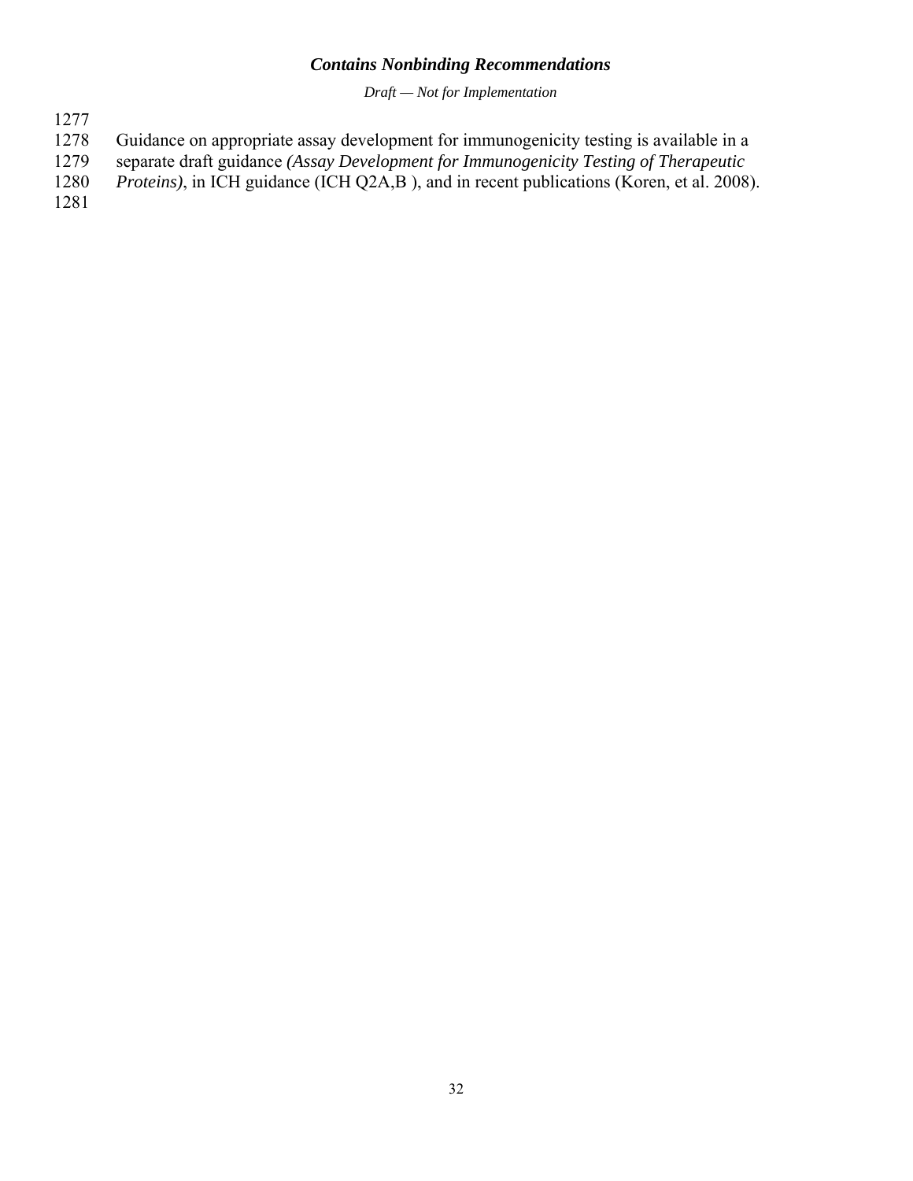Guidance on appropriate assay development for immunogenicity testing is available in a separate draft guidance *(Assay Development for Immunogenicity Testing of Therapeutic Proteins)*, in ICH guidance (ICH Q2A,B ), and in recent publications (Koren, et al. 2008).